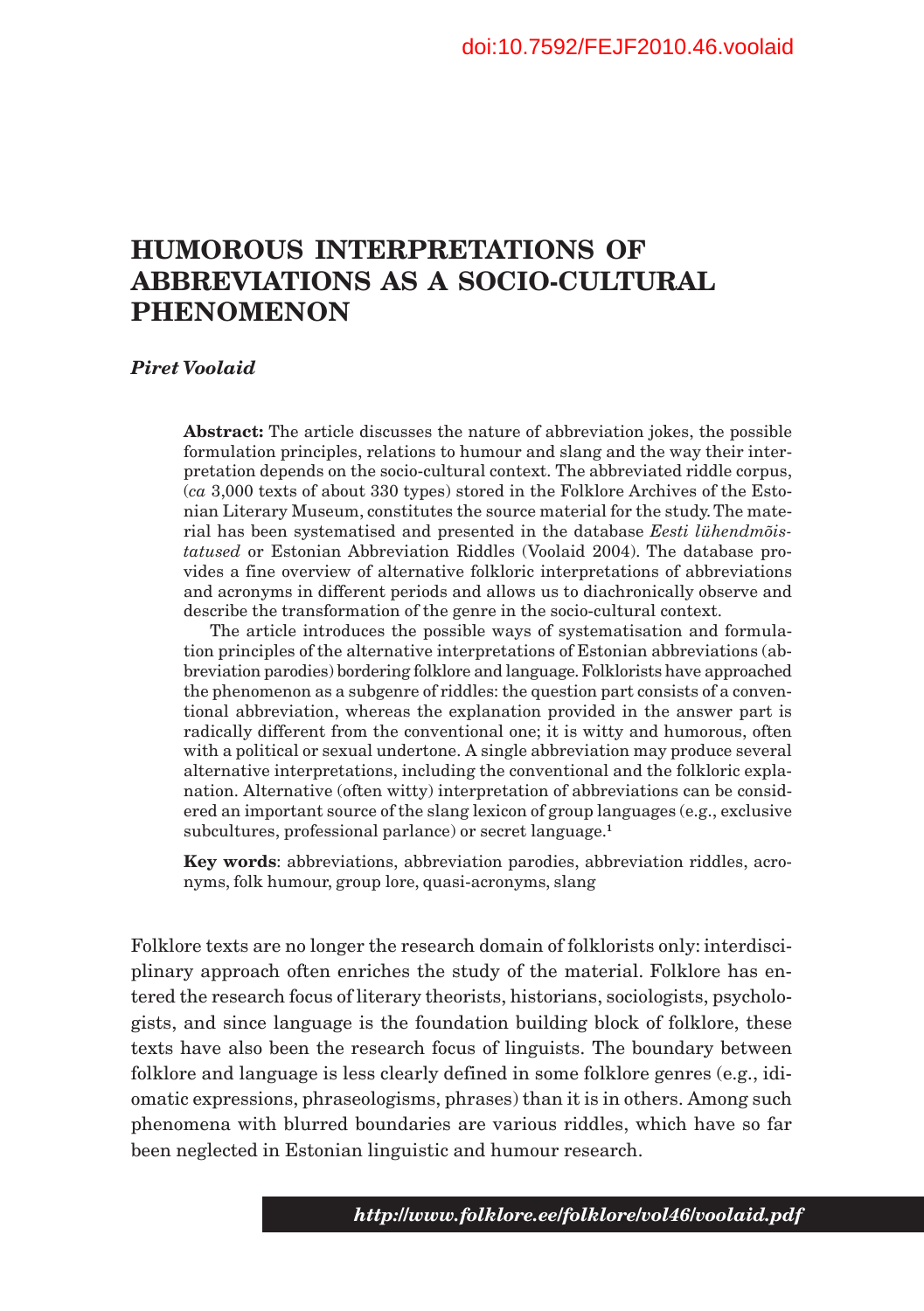doi:10.7592/FEJF2010.46.voolaid

# HUMOROUS INTERPRETATIONS OF ABBREVIATIONS AS A SOCIO-CULTURAL PHENOMENON

***Piret Voolaid***

**Abstract:** The article discusses the nature of abbreviation jokes, the possible formulation principles, relations to humour and slang and the way their interpretation depends on the socio-cultural context. The abbreviated riddle corpus, (*ca* 3,000 texts of about 330 types) stored in the Folklore Archives of the Estonian Literary Museum, constitutes the source material for the study. The material has been systematised and presented in the database *Eesti lühendmõistatused* or Estonian Abbreviation Riddles (Voolaid 2004). The database provides a fine overview of alternative folkloric interpretations of abbreviations and acronyms in different periods and allows us to diachronically observe and describe the transformation of the genre in the socio-cultural context.

The article introduces the possible ways of systematisation and formulation principles of the alternative interpretations of Estonian abbreviations (abbreviation parodies) bordering folklore and language. Folklorists have approached the phenomenon as a subgenre of riddles: the question part consists of a conventional abbreviation, whereas the explanation provided in the answer part is radically different from the conventional one; it is witty and humorous, often with a political or sexual undertone. A single abbreviation may produce several alternative interpretations, including the conventional and the folkloric explanation. Alternative (often witty) interpretation of abbreviations can be considered an important source of the slang lexicon of group languages (e.g., exclusive subcultures, professional parlance) or secret language.[1]

**Key words**: abbreviations, abbreviation parodies, abbreviation riddles, acronyms, folk humour, group lore, quasi-acronyms, slang

Folklore texts are no longer the research domain of folklorists only: interdisciplinary approach often enriches the study of the material. Folklore has entered the research focus of literary theorists, historians, sociologists, psychologists, and since language is the foundation building block of folklore, these texts have also been the research focus of linguists. The boundary between folklore and language is less clearly defined in some folklore genres (e.g., idiomatic expressions, phraseologisms, phrases) than it is in others. Among such phenomena with blurred boundaries are various riddles, which have so far been neglected in Estonian linguistic and humour research.

***http://www.folklore.ee/folklore/vol46/voolaid.pdf***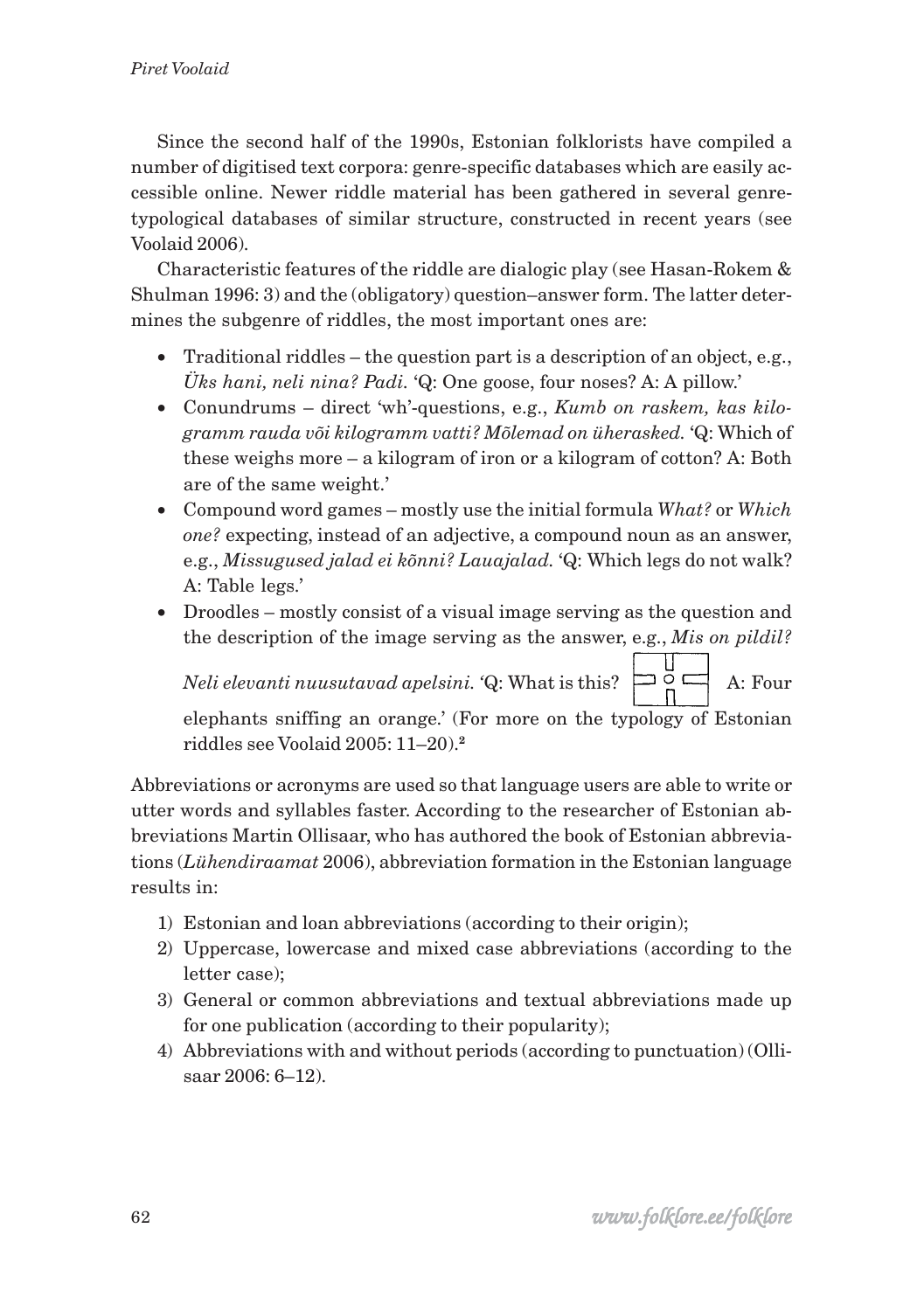Since the second half of the 1990s, Estonian folklorists have compiled a number of digitised text corpora: genre-specific databases which are easily accessible online. Newer riddle material has been gathered in several genre-typological databases of similar structure, constructed in recent years (see Voolaid 2006).

Characteristic features of the riddle are dialogic play (see Hasan-Rokem & Shulman 1996: 3) and the (obligatory) question–answer form. The latter determines the subgenre of riddles, the most important ones are:

- Traditional riddles – the question part is a description of an object, e.g., *Üks hani, neli nina? Padi.* 'Q: One goose, four noses? A: A pillow.'
- Conundrums – direct 'wh'-questions, e.g., *Kumb on raskem, kas kilogramm rauda või kilogramm vatti? Mõlemad on üherasked.* 'Q: Which of these weighs more – a kilogram of iron or a kilogram of cotton? A: Both are of the same weight.'
- Compound word games – mostly use the initial formula *What?* or *Which one?* expecting, instead of an adjective, a compound noun as an answer, e.g., *Missugused jalad ei kõnni? Lauajalad.* 'Q: Which legs do not walk? A: Table legs.'
- Droodles – mostly consist of a visual image serving as the question and the description of the image serving as the answer, e.g., *Mis on pildil? Neli elevanti nuusutavad apelsini.* 'Q: What is this? A: Four elephants sniffing an orange.' (For more on the typology of Estonian riddles see Voolaid 2005: 11–20).[2]

Abbreviations or acronyms are used so that language users are able to write or utter words and syllables faster. According to the researcher of Estonian abbreviations Martin Ollisaar, who has authored the book of Estonian abbreviations (*Lühendiraamat* 2006), abbreviation formation in the Estonian language results in:

1) Estonian and loan abbreviations (according to their origin);
2) Uppercase, lowercase and mixed case abbreviations (according to the letter case);
3) General or common abbreviations and textual abbreviations made up for one publication (according to their popularity);
4) Abbreviations with and without periods (according to punctuation) (Ollisaar 2006: 6–12).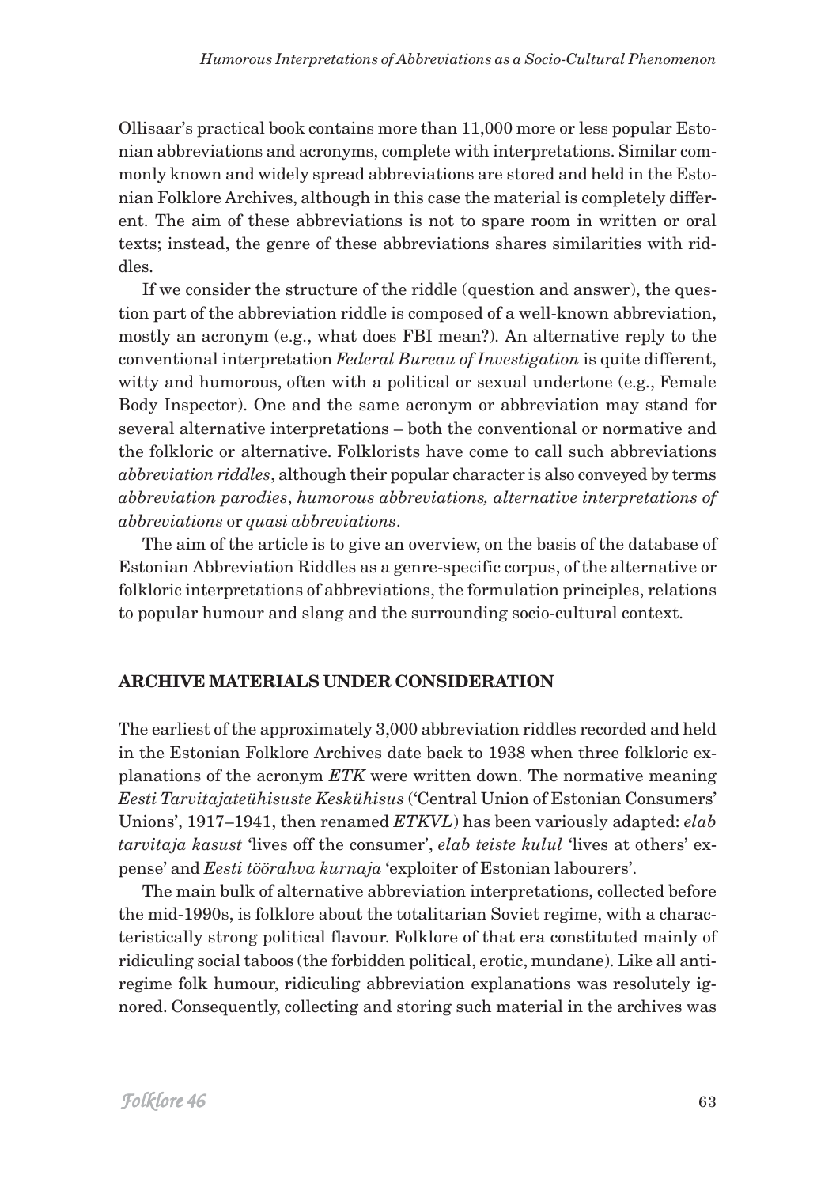Ollisaar's practical book contains more than 11,000 more or less popular Estonian abbreviations and acronyms, complete with interpretations. Similar commonly known and widely spread abbreviations are stored and held in the Estonian Folklore Archives, although in this case the material is completely different. The aim of these abbreviations is not to spare room in written or oral texts; instead, the genre of these abbreviations shares similarities with riddles.

If we consider the structure of the riddle (question and answer), the question part of the abbreviation riddle is composed of a well-known abbreviation, mostly an acronym (e.g., what does FBI mean?). An alternative reply to the conventional interpretation *Federal Bureau of Investigation* is quite different, witty and humorous, often with a political or sexual undertone (e.g., Female Body Inspector). One and the same acronym or abbreviation may stand for several alternative interpretations – both the conventional or normative and the folkloric or alternative. Folklorists have come to call such abbreviations *abbreviation riddles*, although their popular character is also conveyed by terms *abbreviation parodies*, *humorous abbreviations, alternative interpretations of abbreviations* or *quasi abbreviations*.

The aim of the article is to give an overview, on the basis of the database of Estonian Abbreviation Riddles as a genre-specific corpus, of the alternative or folkloric interpretations of abbreviations, the formulation principles, relations to popular humour and slang and the surrounding socio-cultural context.

## ARCHIVE MATERIALS UNDER CONSIDERATION

The earliest of the approximately 3,000 abbreviation riddles recorded and held in the Estonian Folklore Archives date back to 1938 when three folkloric explanations of the acronym *ETK* were written down. The normative meaning *Eesti Tarvitajateühisuste Keskühisus* ('Central Union of Estonian Consumers' Unions', 1917–1941, then renamed *ETKVL*) has been variously adapted: *elab tarvitaja kasust* 'lives off the consumer', *elab teiste kulul* 'lives at others' expense' and *Eesti töörahva kurnaja* 'exploiter of Estonian labourers'.

The main bulk of alternative abbreviation interpretations, collected before the mid-1990s, is folklore about the totalitarian Soviet regime, with a characteristically strong political flavour. Folklore of that era constituted mainly of ridiculing social taboos (the forbidden political, erotic, mundane). Like all anti-regime folk humour, ridiculing abbreviation explanations was resolutely ignored. Consequently, collecting and storing such material in the archives was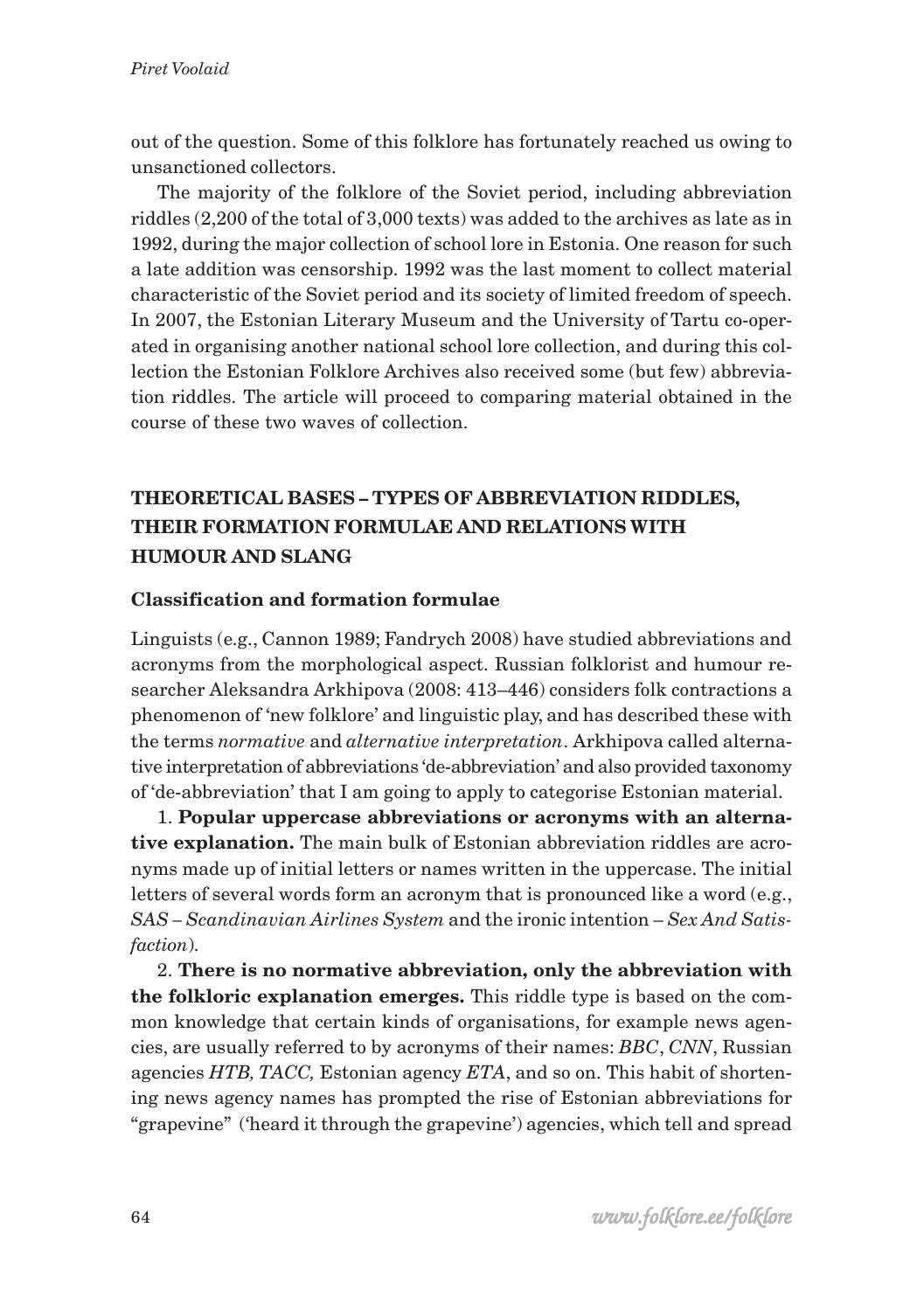out of the question. Some of this folklore has fortunately reached us owing to unsanctioned collectors.

The majority of the folklore of the Soviet period, including abbreviation riddles (2,200 of the total of 3,000 texts) was added to the archives as late as in 1992, during the major collection of school lore in Estonia. One reason for such a late addition was censorship. 1992 was the last moment to collect material characteristic of the Soviet period and its society of limited freedom of speech. In 2007, the Estonian Literary Museum and the University of Tartu co-operated in organising another national school lore collection, and during this collection the Estonian Folklore Archives also received some (but few) abbreviation riddles. The article will proceed to comparing material obtained in the course of these two waves of collection.

## THEORETICAL BASES – TYPES OF ABBREVIATION RIDDLES, THEIR FORMATION FORMULAE AND RELATIONS WITH HUMOUR AND SLANG

### Classification and formation formulae

Linguists (e.g., Cannon 1989; Fandrych 2008) have studied abbreviations and acronyms from the morphological aspect. Russian folklorist and humour researcher Aleksandra Arkhipova (2008: 413–446) considers folk contractions a phenomenon of 'new folklore' and linguistic play, and has described these with the terms *normative* and *alternative interpretation*. Arkhipova called alternative interpretation of abbreviations 'de-abbreviation' and also provided taxonomy of 'de-abbreviation' that I am going to apply to categorise Estonian material.

1. **Popular uppercase abbreviations or acronyms with an alternative explanation.** The main bulk of Estonian abbreviation riddles are acronyms made up of initial letters or names written in the uppercase. The initial letters of several words form an acronym that is pronounced like a word (e.g., *SAS – Scandinavian Airlines System* and the ironic intention – *Sex And Satisfaction*).

2. **There is no normative abbreviation, only the abbreviation with the folkloric explanation emerges.** This riddle type is based on the common knowledge that certain kinds of organisations, for example news agencies, are usually referred to by acronyms of their names: *BBC*, *CNN*, Russian agencies *НТВ, ТАСС,* Estonian agency *ETA*, and so on. This habit of shortening news agency names has prompted the rise of Estonian abbreviations for "grapevine" ('heard it through the grapevine') agencies, which tell and spread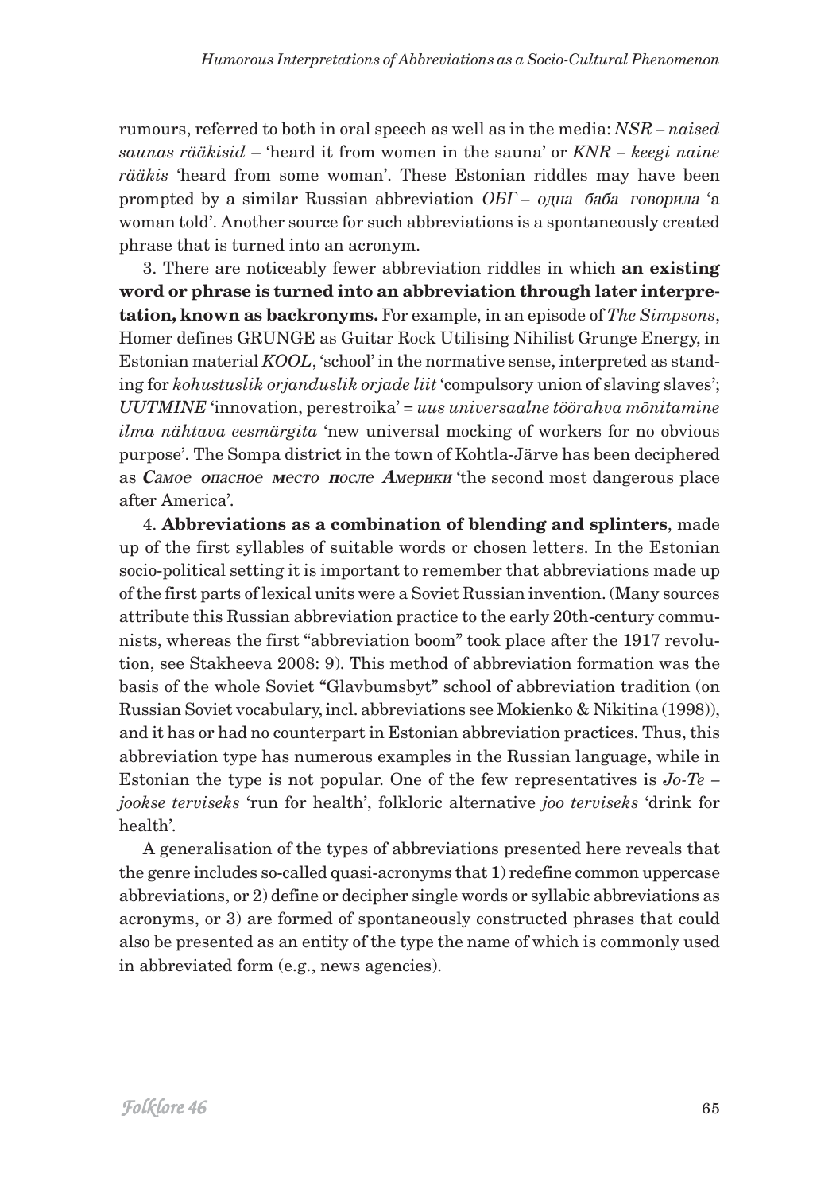rumours, referred to both in oral speech as well as in the media: *NSR – naised saunas rääkisid* – 'heard it from women in the sauna' or *KNR – keegi naine rääkis* 'heard from some woman'. These Estonian riddles may have been prompted by a similar Russian abbreviation *ОБГ – одна баба говорила* 'a woman told'. Another source for such abbreviations is a spontaneously created phrase that is turned into an acronym.

3. There are noticeably fewer abbreviation riddles in which **an existing word or phrase is turned into an abbreviation through later interpretation, known as backronyms.** For example, in an episode of *The Simpsons*, Homer defines GRUNGE as Guitar Rock Utilising Nihilist Grunge Energy, in Estonian material *KOOL*, 'school' in the normative sense, interpreted as standing for *kohustuslik orjanduslik orjade liit* 'compulsory union of slaving slaves'; *UUTMINE* 'innovation, perestroika' = *uus universaalne töörahva mõnitamine ilma nähtava eesmärgita* 'new universal mocking of workers for no obvious purpose'. The Sompa district in the town of Kohtla-Järve has been deciphered as ***С****амое* ***о****пасное* ***м****есто* ***п****осле* ***А****мерики* 'the second most dangerous place after America'.

4. **Abbreviations as a combination of blending and splinters**, made up of the first syllables of suitable words or chosen letters. In the Estonian socio-political setting it is important to remember that abbreviations made up of the first parts of lexical units were a Soviet Russian invention. (Many sources attribute this Russian abbreviation practice to the early 20th-century communists, whereas the first "abbreviation boom" took place after the 1917 revolution, see Stakheeva 2008: 9). This method of abbreviation formation was the basis of the whole Soviet "Glavbumsbyt" school of abbreviation tradition (on Russian Soviet vocabulary, incl. abbreviations see Mokienko & Nikitina (1998)), and it has or had no counterpart in Estonian abbreviation practices. Thus, this abbreviation type has numerous examples in the Russian language, while in Estonian the type is not popular. One of the few representatives is *Jo-Te – jookse terviseks* 'run for health', folkloric alternative *joo terviseks* 'drink for health'.

A generalisation of the types of abbreviations presented here reveals that the genre includes so-called quasi-acronyms that 1) redefine common uppercase abbreviations, or 2) define or decipher single words or syllabic abbreviations as acronyms, or 3) are formed of spontaneously constructed phrases that could also be presented as an entity of the type the name of which is commonly used in abbreviated form (e.g., news agencies).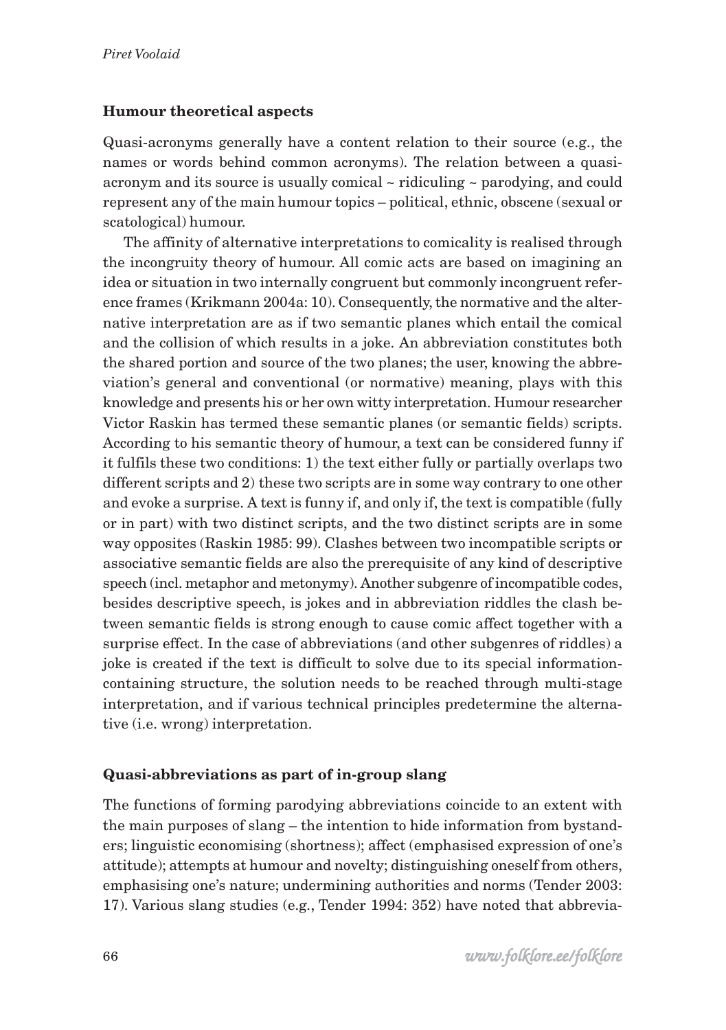## Humour theoretical aspects

Quasi-acronyms generally have a content relation to their source (e.g., the names or words behind common acronyms). The relation between a quasi-acronym and its source is usually comical ~ ridiculing ~ parodying, and could represent any of the main humour topics – political, ethnic, obscene (sexual or scatological) humour.

The affinity of alternative interpretations to comicality is realised through the incongruity theory of humour. All comic acts are based on imagining an idea or situation in two internally congruent but commonly incongruent reference frames (Krikmann 2004a: 10). Consequently, the normative and the alternative interpretation are as if two semantic planes which entail the comical and the collision of which results in a joke. An abbreviation constitutes both the shared portion and source of the two planes; the user, knowing the abbreviation's general and conventional (or normative) meaning, plays with this knowledge and presents his or her own witty interpretation. Humour researcher Victor Raskin has termed these semantic planes (or semantic fields) scripts. According to his semantic theory of humour, a text can be considered funny if it fulfils these two conditions: 1) the text either fully or partially overlaps two different scripts and 2) these two scripts are in some way contrary to one other and evoke a surprise. A text is funny if, and only if, the text is compatible (fully or in part) with two distinct scripts, and the two distinct scripts are in some way opposites (Raskin 1985: 99). Clashes between two incompatible scripts or associative semantic fields are also the prerequisite of any kind of descriptive speech (incl. metaphor and metonymy). Another subgenre of incompatible codes, besides descriptive speech, is jokes and in abbreviation riddles the clash between semantic fields is strong enough to cause comic affect together with a surprise effect. In the case of abbreviations (and other subgenres of riddles) a joke is created if the text is difficult to solve due to its special information-containing structure, the solution needs to be reached through multi-stage interpretation, and if various technical principles predetermine the alternative (i.e. wrong) interpretation.

## Quasi-abbreviations as part of in-group slang

The functions of forming parodying abbreviations coincide to an extent with the main purposes of slang – the intention to hide information from bystanders; linguistic economising (shortness); affect (emphasised expression of one's attitude); attempts at humour and novelty; distinguishing oneself from others, emphasising one's nature; undermining authorities and norms (Tender 2003: 17). Various slang studies (e.g., Tender 1994: 352) have noted that abbrevia-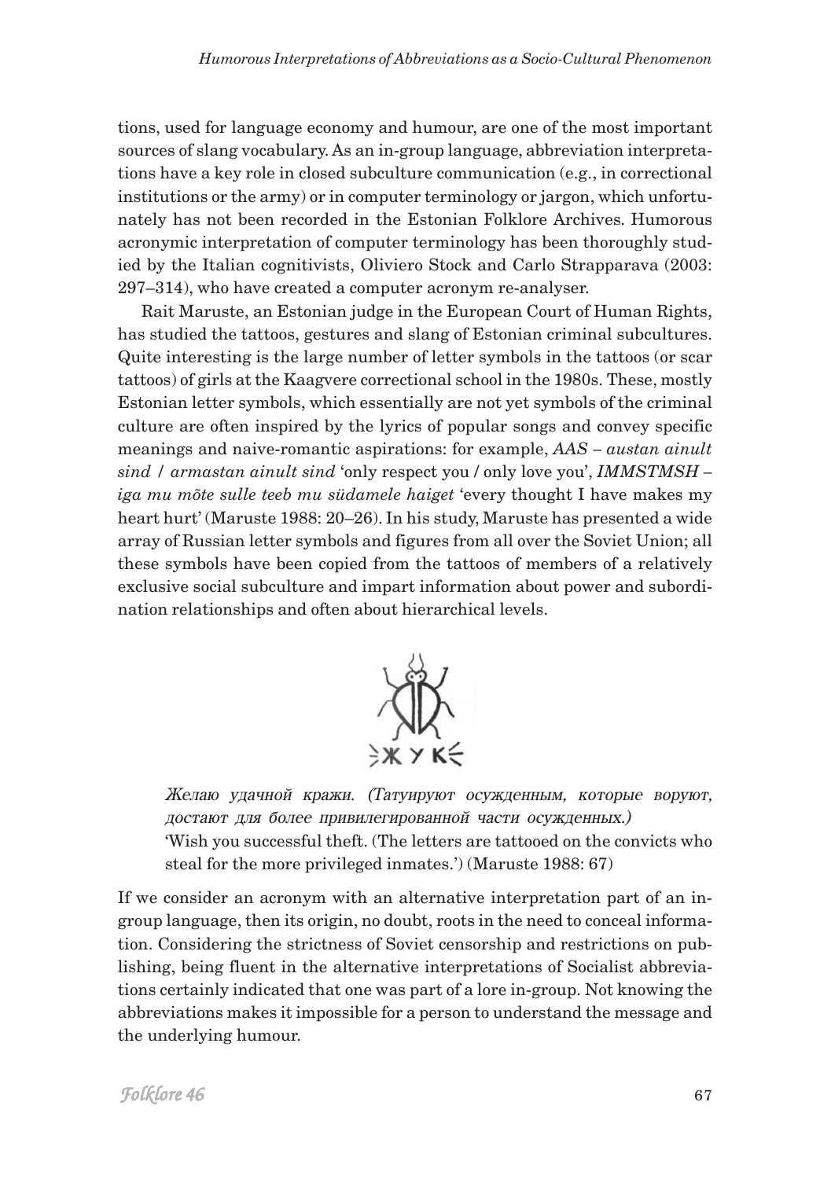tions, used for language economy and humour, are one of the most important sources of slang vocabulary. As an in-group language, abbreviation interpretations have a key role in closed subculture communication (e.g., in correctional institutions or the army) or in computer terminology or jargon, which unfortunately has not been recorded in the Estonian Folklore Archives. Humorous acronymic interpretation of computer terminology has been thoroughly studied by the Italian cognitivists, Oliviero Stock and Carlo Strapparava (2003: 297–314), who have created a computer acronym re-analyser.

Rait Maruste, an Estonian judge in the European Court of Human Rights, has studied the tattoos, gestures and slang of Estonian criminal subcultures. Quite interesting is the large number of letter symbols in the tattoos (or scar tattoos) of girls at the Kaagvere correctional school in the 1980s. These, mostly Estonian letter symbols, which essentially are not yet symbols of the criminal culture are often inspired by the lyrics of popular songs and convey specific meanings and naive-romantic aspirations: for example, *AAS – austan ainult sind / armastan ainult sind* 'only respect you / only love you', *IMMSTMSH – iga mu mõte sulle teeb mu südamele haiget* 'every thought I have makes my heart hurt' (Maruste 1988: 20–26). In his study, Maruste has presented a wide array of Russian letter symbols and figures from all over the Soviet Union; all these symbols have been copied from the tattoos of members of a relatively exclusive social subculture and impart information about power and subordination relationships and often about hierarchical levels.

ЖУК

> *Желаю удачной кражи. (Татуируют осужденным, которые воруют, достают для более привилегированной части осужденных.)*
> 'Wish you successful theft. (The letters are tattooed on the convicts who steal for the more privileged inmates.') (Maruste 1988: 67)

If we consider an acronym with an alternative interpretation part of an in-group language, then its origin, no doubt, roots in the need to conceal information. Considering the strictness of Soviet censorship and restrictions on publishing, being fluent in the alternative interpretations of Socialist abbreviations certainly indicated that one was part of a lore in-group. Not knowing the abbreviations makes it impossible for a person to understand the message and the underlying humour.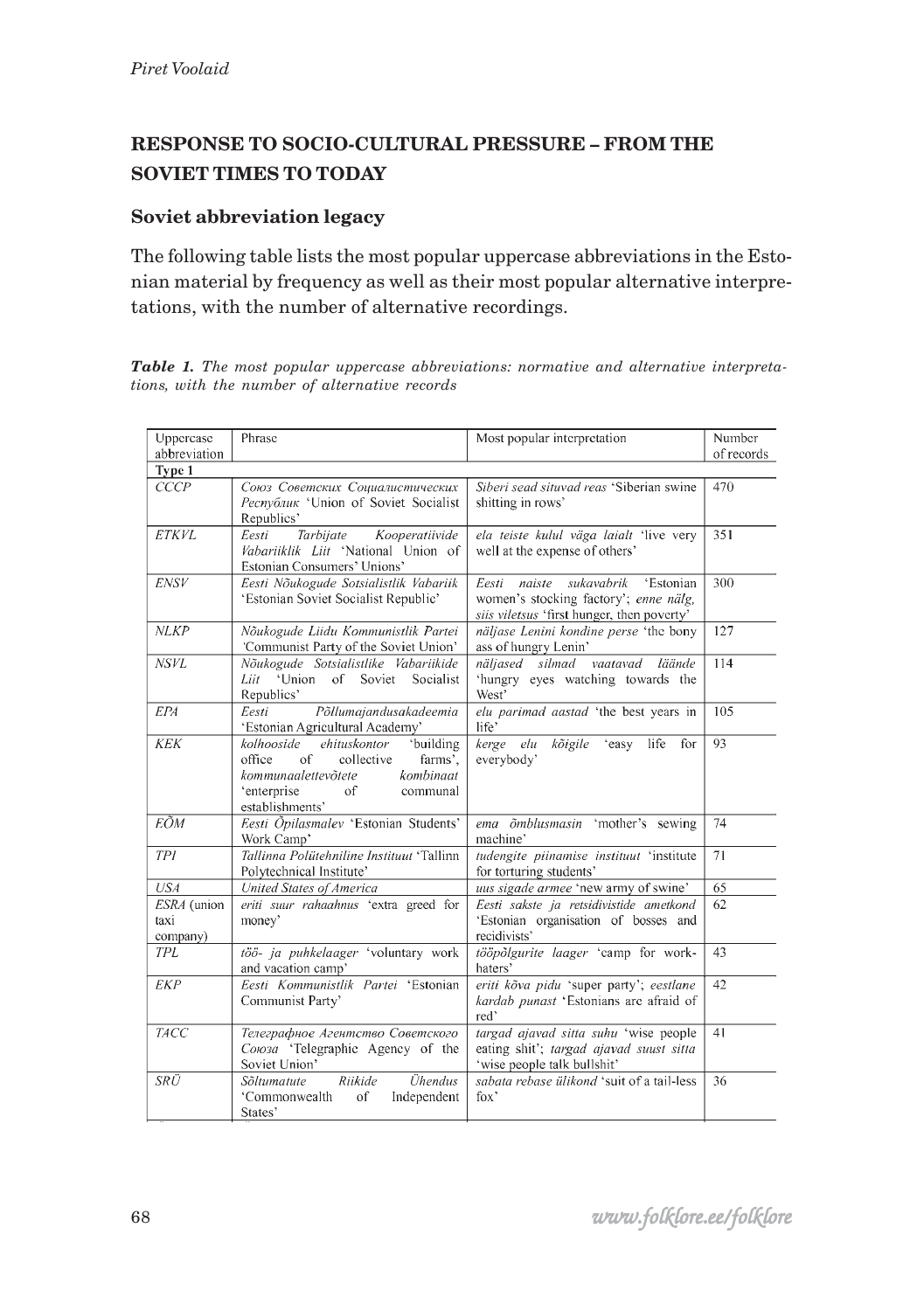## RESPONSE TO SOCIO-CULTURAL PRESSURE – FROM THE SOVIET TIMES TO TODAY

### Soviet abbreviation legacy

The following table lists the most popular uppercase abbreviations in the Estonian material by frequency as well as their most popular alternative interpretations, with the number of alternative recordings.

***Table 1.*** *The most popular uppercase abbreviations: normative and alternative interpretations, with the number of alternative records*

| Uppercase abbreviation | Phrase | Most popular interpretation | Number of records |
|---|---|---|---|
| **Type 1** | | | |
| *CCCP* | *Союз Советских Социалистических Республик* 'Union of Soviet Socialist Republics' | *Siberi sead situvad reas* 'Siberian swine shitting in rows' | 470 |
| *ETKVL* | *Eesti Tarbijate Kooperatiivide Vabariiklik Liit* 'National Union of Estonian Consumers' Unions' | *ela teiste kulul väga laialt* 'live very well at the expense of others' | 351 |
| *ENSV* | *Eesti Nõukogude Sotsialistlik Vabariik* 'Estonian Soviet Socialist Republic' | *Eesti naiste sukavabrik* 'Estonian women's stocking factory'; *enne nälg, siis viletsus* 'first hunger, then poverty' | 300 |
| *NLKP* | *Nõukogude Liidu Kommunistlik Partei* 'Communist Party of the Soviet Union' | *näljase Lenini kondine perse* 'the bony ass of hungry Lenin' | 127 |
| *NSVL* | *Nõukogude Sotsialistlike Vabariikide Liit* 'Union of Soviet Socialist Republics' | *näljased silmad vaatavad läände* 'hungry eyes watching towards the West' | 114 |
| *EPA* | *Eesti Põllumajandusakadeemia* 'Estonian Agricultural Academy' | *elu parimad aastad* 'the best years in life' | 105 |
| *KEK* | *kolhooside ehituskontor* 'building office of collective farms', *kommunaalettevõtete kombinaat* 'enterprise of communal establishments' | *kerge elu kõigile* 'easy life for everybody' | 93 |
| *EÕM* | *Eesti Õpilasmalev* 'Estonian Students' Work Camp' | *ema õmblusmasin* 'mother's sewing machine' | 74 |
| *TPI* | *Tallinna Polütehniline Instituut* 'Tallinn Polytechnical Institute' | *tudengite piinamise instituut* 'institute for torturing students' | 71 |
| *USA* | *United States of America* | *uus sigade armee* 'new army of swine' | 65 |
| *ESRA* (union taxi company) | *eriti suur rahaahnus* 'extra greed for money' | *Eesti sakste ja retsidivistide ametkond* 'Estonian organisation of bosses and recidivists' | 62 |
| *TPL* | *töö- ja puhkelaager* 'voluntary work and vacation camp' | *tööpõlgurite laager* 'camp for work-haters' | 43 |
| *EKP* | *Eesti Kommunistlik Partei* 'Estonian Communist Party' | *eriti kõva pidu* 'super party'; *eestlane kardab punast* 'Estonians are afraid of red' | 42 |
| *TACC* | *Телеграфное Агентство Советского Союза* 'Telegraphic Agency of the Soviet Union' | *targad ajavad sitta suhu* 'wise people eating shit'; *targad ajavad suust sitta* 'wise people talk bullshit' | 41 |
| *SRÜ* | *Sõltumatute Riikide Ühendus* 'Commonwealth of Independent States' | *sabata rebase ülikond* 'suit of a tail-less fox' | 36 |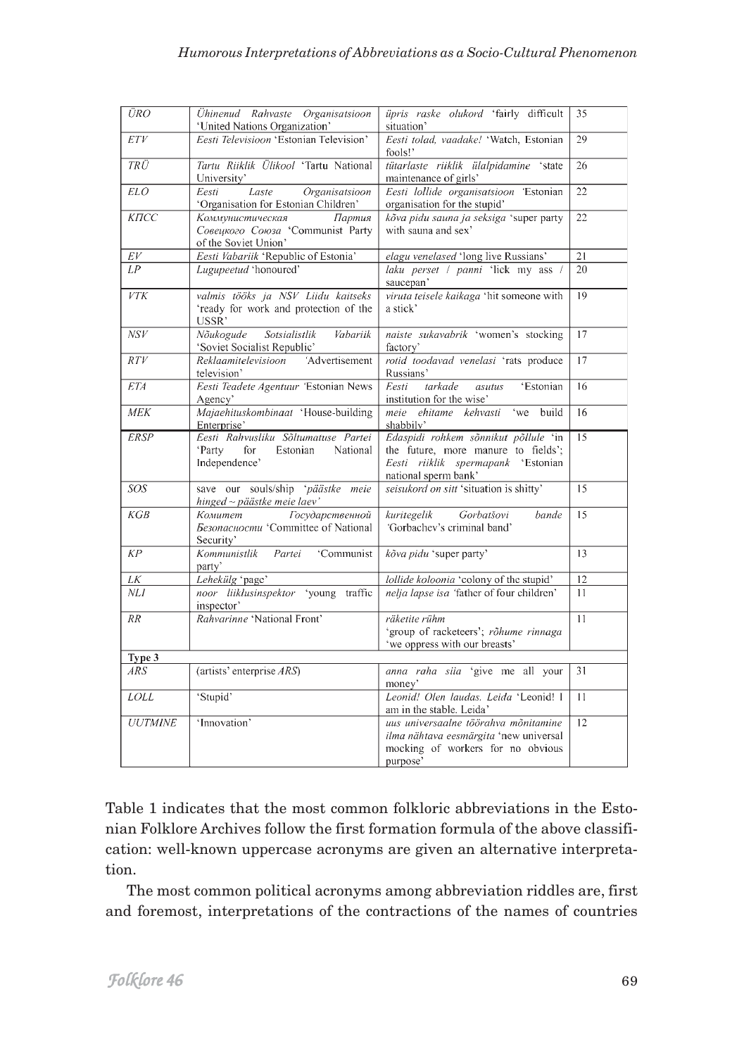| ÜRO | *Ühinenud Rahvaste Organisatsioon* 'United Nations Organization' | *üpris raske olukord* 'fairly difficult situation' | 35 |
|---|---|---|---|
| *ETV* | *Eesti Televisioon* 'Estonian Television' | *Eesti tolad, vaadake!* 'Watch, Estonian fools!' | 29 |
| *TRÜ* | *Tartu Riiklik Ülikool* 'Tartu National University' | *tütarlaste riiklik ülalpidamine* 'state maintenance of girls' | 26 |
| *ELO* | *Eesti Laste Organisatsioon* 'Organisation for Estonian Children' | *Eesti lollide organisatsioon* 'Estonian organisation for the stupid' | 22 |
| *КПСС* | *Коммунистическая Партия Совецкого Союза* 'Communist Party of the Soviet Union' | *kõva pidu sauna ja seksiga* 'super party with sauna and sex' | 22 |
| *EV* | *Eesti Vabariik* 'Republic of Estonia' | *elagu venelased* 'long live Russians' | 21 |
| *LP* | *Lugupeetud* 'honoured' | *laku perset / panni* 'lick my ass / saucepan' | 20 |
| *VTK* | *valmis tööks ja NSV Liidu kaitseks* 'ready for work and protection of the USSR' | *viruta teisele kaikaga* 'hit someone with a stick' | 19 |
| *NSV* | *Nõukogude Sotsialistlik Vabariik* 'Soviet Socialist Republic' | *naiste sukavabrik* 'women's stocking factory' | 17 |
| *RTV* | *Reklaamitelevisioon* 'Advertisement television' | *rotid toodavad venelasi* 'rats produce Russians' | 17 |
| *ETA* | *Eesti Teadete Agentuur* 'Estonian News Agency' | *Eesti tarkade asutus* 'Estonian institution for the wise' | 16 |
| *MEK* | *Majaehituskombinaat* 'House-building Enterprise' | *meie ehitame kehvasti* 'we build shabbily' | 16 |
| *ERSP* | *Eesti Rahvusliku Sõltumatuse Partei* 'Party for Estonian National Independence' | *Edaspidi rohkem sõnnikut põllule* 'in the future, more manure to fields'; *Eesti riiklik spermapank* 'Estonian national sperm bank' | 15 |
| *SOS* | save our souls/ship '*päästke meie hinged ~ päästke meie laev*' | *seisukord on sitt* 'situation is shitty' | 15 |
| *KGB* | *Комитет Государственной Безопасности* 'Committee of National Security' | *kuritegelik Gorbatšovi bande* 'Gorbachev's criminal band' | 15 |
| *KP* | *Kommunistlik Partei* 'Communist party' | *kõva pidu* 'super party' | 13 |
| *LK* | *Lehekülg* 'page' | *lollide koloonia* 'colony of the stupid' | 12 |
| *NLI* | *noor liiklusinspektor* 'young traffic inspector' | *nelja lapse isa* 'father of four children' | 11 |
| *RR* | *Rahvarinne* 'National Front' | *räketite rühm* 'group of racketeers'; *rõhume rinnaga* 'we oppress with our breasts' | 11 |
| **Type 3** | | | |
| *ARS* | (artists' enterprise *ARS*) | *anna raha siia* 'give me all your money' | 31 |
| *LOLL* | 'Stupid' | *Leonid! Olen laudas. Leida* 'Leonid! I am in the stable. Leida' | 11 |
| *UUTMINE* | 'Innovation' | *uus universaalne töörahva mõnitamine ilma nähtava eesmärgita* 'new universal mocking of workers for no obvious purpose' | 12 |

Table 1 indicates that the most common folkloric abbreviations in the Estonian Folklore Archives follow the first formation formula of the above classification: well-known uppercase acronyms are given an alternative interpretation.

The most common political acronyms among abbreviation riddles are, first and foremost, interpretations of the contractions of the names of countries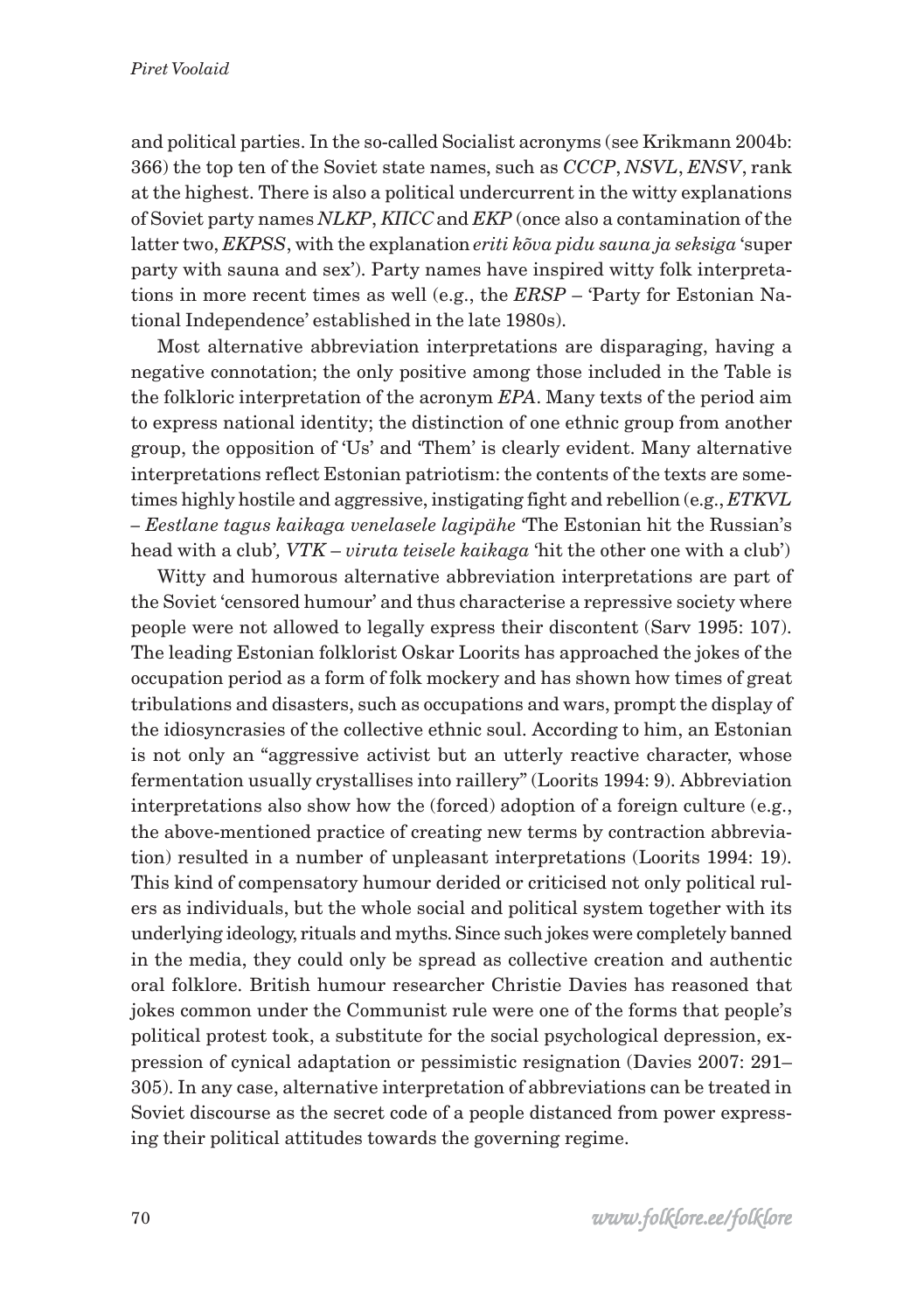and political parties. In the so-called Socialist acronyms (see Krikmann 2004b: 366) the top ten of the Soviet state names, such as *CCCP*, *NSVL*, *ENSV*, rank at the highest. There is also a political undercurrent in the witty explanations of Soviet party names *NLKP*, *КПСС* and *EKP* (once also a contamination of the latter two, *EKPSS*, with the explanation *eriti kõva pidu sauna ja seksiga* 'super party with sauna and sex'). Party names have inspired witty folk interpretations in more recent times as well (e.g., the *ERSP* – 'Party for Estonian National Independence' established in the late 1980s).

Most alternative abbreviation interpretations are disparaging, having a negative connotation; the only positive among those included in the Table is the folkloric interpretation of the acronym *EPA*. Many texts of the period aim to express national identity; the distinction of one ethnic group from another group, the opposition of 'Us' and 'Them' is clearly evident. Many alternative interpretations reflect Estonian patriotism: the contents of the texts are sometimes highly hostile and aggressive, instigating fight and rebellion (e.g., *ETKVL – Eestlane tagus kaikaga venelasele lagipähe* 'The Estonian hit the Russian's head with a club', *VTK – viruta teisele kaikaga* 'hit the other one with a club')

Witty and humorous alternative abbreviation interpretations are part of the Soviet 'censored humour' and thus characterise a repressive society where people were not allowed to legally express their discontent (Sarv 1995: 107). The leading Estonian folklorist Oskar Loorits has approached the jokes of the occupation period as a form of folk mockery and has shown how times of great tribulations and disasters, such as occupations and wars, prompt the display of the idiosyncrasies of the collective ethnic soul. According to him, an Estonian is not only an "aggressive activist but an utterly reactive character, whose fermentation usually crystallises into raillery" (Loorits 1994: 9). Abbreviation interpretations also show how the (forced) adoption of a foreign culture (e.g., the above-mentioned practice of creating new terms by contraction abbreviation) resulted in a number of unpleasant interpretations (Loorits 1994: 19). This kind of compensatory humour derided or criticised not only political rulers as individuals, but the whole social and political system together with its underlying ideology, rituals and myths. Since such jokes were completely banned in the media, they could only be spread as collective creation and authentic oral folklore. British humour researcher Christie Davies has reasoned that jokes common under the Communist rule were one of the forms that people's political protest took, a substitute for the social psychological depression, expression of cynical adaptation or pessimistic resignation (Davies 2007: 291–305). In any case, alternative interpretation of abbreviations can be treated in Soviet discourse as the secret code of a people distanced from power expressing their political attitudes towards the governing regime.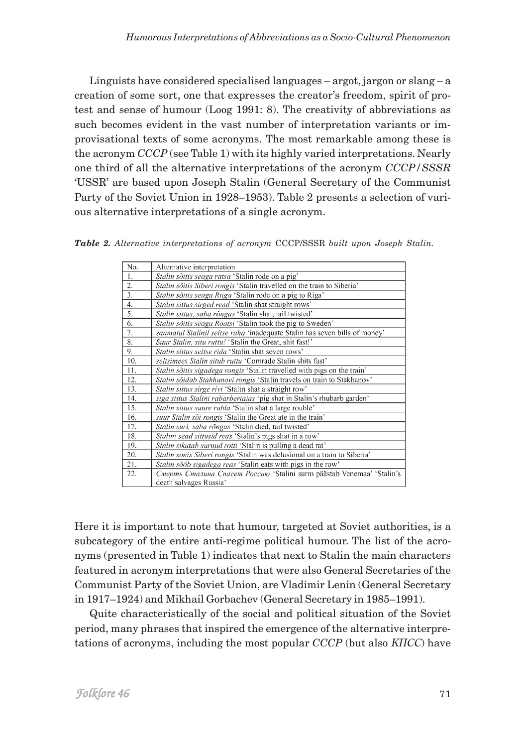Linguists have considered specialised languages – argot, jargon or slang – a creation of some sort, one that expresses the creator's freedom, spirit of protest and sense of humour (Loog 1991: 8). The creativity of abbreviations as such becomes evident in the vast number of interpretation variants or improvisational texts of some acronyms. The most remarkable among these is the acronym *CCCP* (see Table 1) with its highly varied interpretations. Nearly one third of all the alternative interpretations of the acronym *CCCP*/*SSSR* 'USSR' are based upon Joseph Stalin (General Secretary of the Communist Party of the Soviet Union in 1928–1953). Table 2 presents a selection of various alternative interpretations of a single acronym.

***Table 2.*** *Alternative interpretations of acronym* CCCP/SSSR *built upon Joseph Stalin.*

| No. | Alternative interpretation |
|---|---|
| 1. | *Stalin sõitis seaga ratsa* 'Stalin rode on a pig' |
| 2. | *Stalin sõitis Siberi rongis* 'Stalin travelled on the train to Siberia' |
| 3. | *Stalin sõitis seaga Riiga* 'Stalin rode on a pig to Riga' |
| 4. | *Stalin sittus sirged read* 'Stalin shat straight rows' |
| 5. | *Stalin sittus, saba rõngas* 'Stalin shat, tail twisted' |
| 6. | *Stalin sõitis seaga Rootsi* 'Stalin took the pig to Sweden' |
| 7. | *saamatul Stalinil seitse raha* 'inadequate Stalin has seven bills of money' |
| 8. | *Suur Stalin, situ ruttu!* 'Stalin the Great, shit fast!' |
| 9. | *Stalin sittus seitse rida* 'Stalin shat seven rows' |
| 10. | *seltsimees Stalin situb ruttu* 'Comrade Stalin shits fast' |
| 11. | *Stalin sõitis sigadega rongis* 'Stalin travelled with pigs on the train' |
| 12. | *Stalin sõidab Stahhanovi rongis* 'Stalin travels on train to Stakhanov' |
| 13. | *Stalin sittus sirge rivi* 'Stalin shat a straight row' |
| 14. | *siga sittus Stalini rabarberiaias* 'pig shat in Stalin's rhubarb garden' |
| 15. | *Stalin sittus suure rubla* 'Stalin shat a large rouble' |
| 16. | *suur Stalin sõi rongis* 'Stalin the Great ate in the train' |
| 17. | *Stalin suri, saba rõngas* 'Stalin died, tail twisted' |
| 18. | *Stalini sead sittusid reas* 'Stalin's pigs shat in a row' |
| 19. | *Stalin sikutab surnud rotti* 'Stalin is pulling a dead rat' |
| 20. | *Stalin sonis Siberi rongis* 'Stalin was delusional on a train to Siberia' |
| 21. | *Stalin sööb sigadega reas* 'Stalin eats with pigs in the row' |
| 22. | *Смерть Сталина Спасет Россию* 'Stalini surm päästab Venemaa' 'Stalin's death salvages Russia' |

Here it is important to note that humour, targeted at Soviet authorities, is a subcategory of the entire anti-regime political humour. The list of the acronyms (presented in Table 1) indicates that next to Stalin the main characters featured in acronym interpretations that were also General Secretaries of the Communist Party of the Soviet Union, are Vladimir Lenin (General Secretary in 1917–1924) and Mikhail Gorbachev (General Secretary in 1985–1991).

Quite characteristically of the social and political situation of the Soviet period, many phrases that inspired the emergence of the alternative interpretations of acronyms, including the most popular *CCCP* (but also *КПСС*) have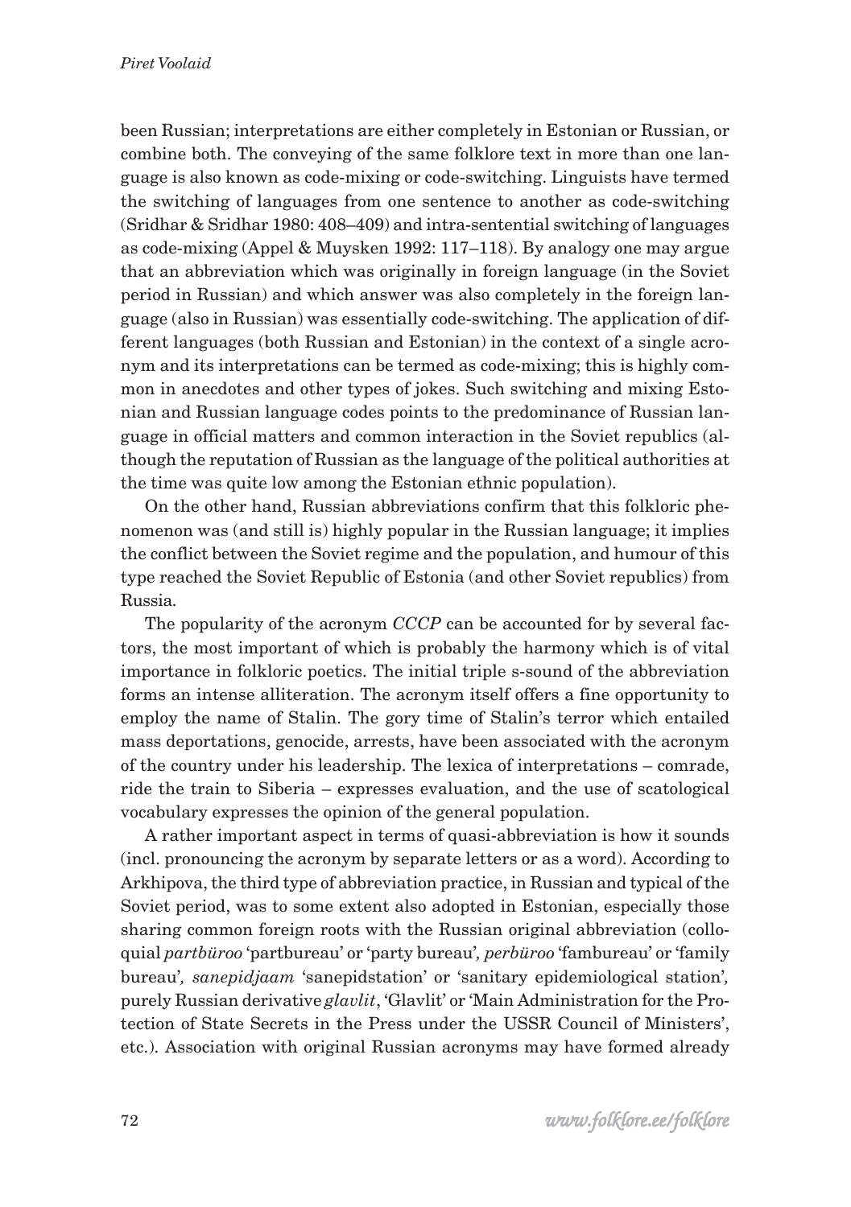been Russian; interpretations are either completely in Estonian or Russian, or combine both. The conveying of the same folklore text in more than one language is also known as code-mixing or code-switching. Linguists have termed the switching of languages from one sentence to another as code-switching (Sridhar & Sridhar 1980: 408–409) and intra-sentential switching of languages as code-mixing (Appel & Muysken 1992: 117–118). By analogy one may argue that an abbreviation which was originally in foreign language (in the Soviet period in Russian) and which answer was also completely in the foreign language (also in Russian) was essentially code-switching. The application of different languages (both Russian and Estonian) in the context of a single acronym and its interpretations can be termed as code-mixing; this is highly common in anecdotes and other types of jokes. Such switching and mixing Estonian and Russian language codes points to the predominance of Russian language in official matters and common interaction in the Soviet republics (although the reputation of Russian as the language of the political authorities at the time was quite low among the Estonian ethnic population).

On the other hand, Russian abbreviations confirm that this folkloric phenomenon was (and still is) highly popular in the Russian language; it implies the conflict between the Soviet regime and the population, and humour of this type reached the Soviet Republic of Estonia (and other Soviet republics) from Russia.

The popularity of the acronym *CCCP* can be accounted for by several factors, the most important of which is probably the harmony which is of vital importance in folkloric poetics. The initial triple s-sound of the abbreviation forms an intense alliteration. The acronym itself offers a fine opportunity to employ the name of Stalin. The gory time of Stalin's terror which entailed mass deportations, genocide, arrests, have been associated with the acronym of the country under his leadership. The lexica of interpretations – comrade, ride the train to Siberia – expresses evaluation, and the use of scatological vocabulary expresses the opinion of the general population.

A rather important aspect in terms of quasi-abbreviation is how it sounds (incl. pronouncing the acronym by separate letters or as a word). According to Arkhipova, the third type of abbreviation practice, in Russian and typical of the Soviet period, was to some extent also adopted in Estonian, especially those sharing common foreign roots with the Russian original abbreviation (colloquial *partbüroo* 'partbureau' or 'party bureau', *perbüroo* 'fambureau' or 'family bureau', *sanepidjaam* 'sanepidstation' or 'sanitary epidemiological station', purely Russian derivative *glavlit*, 'Glavlit' or 'Main Administration for the Protection of State Secrets in the Press under the USSR Council of Ministers', etc.). Association with original Russian acronyms may have formed already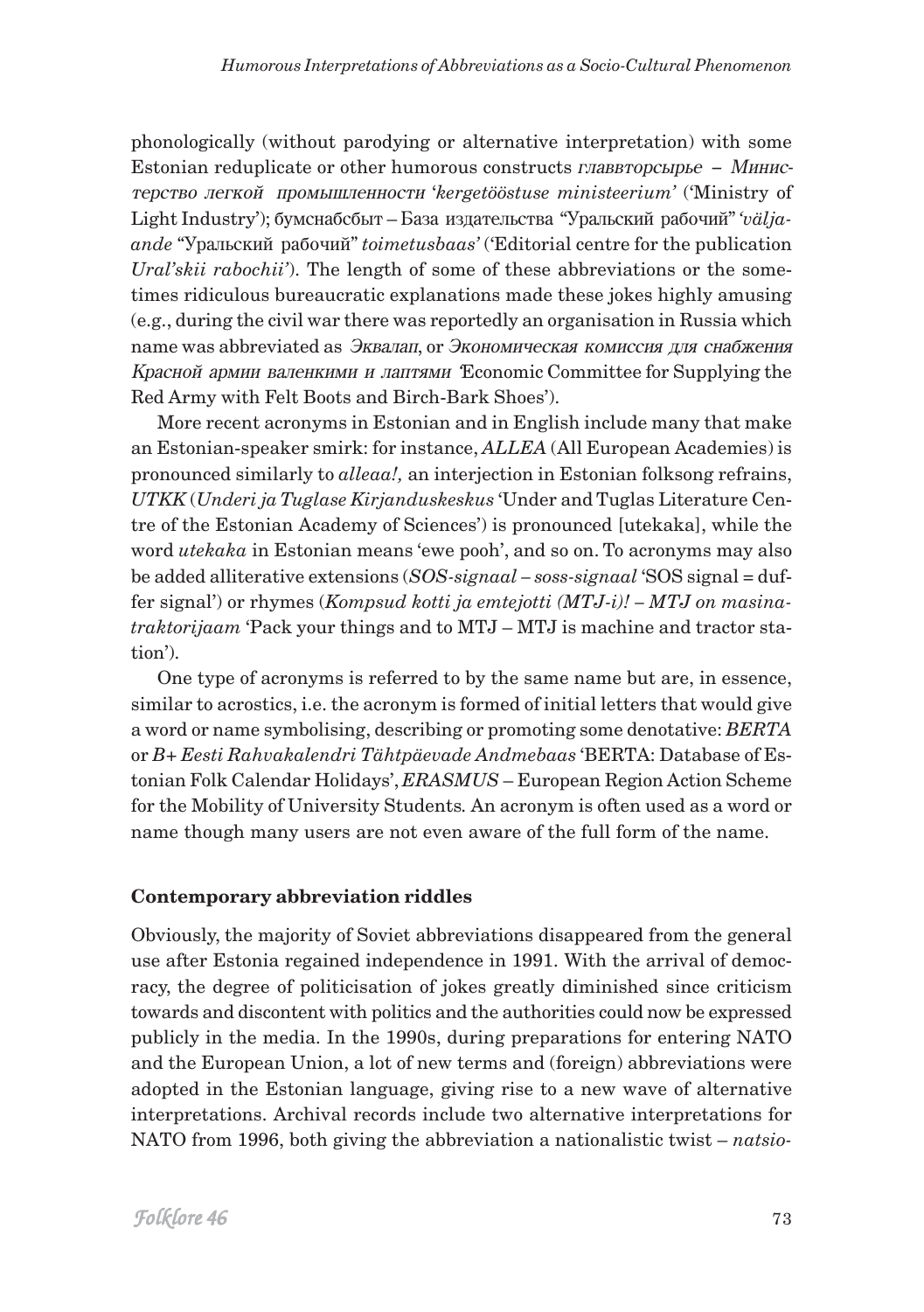phonologically (without parodying or alternative interpretation) with some Estonian reduplicate or other humorous constructs *главвторсырье – Министерство легкой промышленности* '*kergetööstuse ministeerium*' ('Ministry of Light Industry'); бумснабсбыт – База издательства "Уральский рабочий" '*väljaande* "Уральский рабочий" *toimetusbaas*' ('Editorial centre for the publication *Ural'skii rabochii*'). The length of some of these abbreviations or the sometimes ridiculous bureaucratic explanations made these jokes highly amusing (e.g., during the civil war there was reportedly an organisation in Russia which name was abbreviated as *Эквалап*, or *Экономическая комиссия для снабжения Красной армии валенкими и лаптями* 'Economic Committee for Supplying the Red Army with Felt Boots and Birch-Bark Shoes').

More recent acronyms in Estonian and in English include many that make an Estonian-speaker smirk: for instance, *ALLEA* (All European Academies) is pronounced similarly to *alleaa!,* an interjection in Estonian folksong refrains, *UTKK* (*Underi ja Tuglase Kirjanduskeskus* 'Under and Tuglas Literature Centre of the Estonian Academy of Sciences') is pronounced [utekaka], while the word *utekaka* in Estonian means 'ewe pooh', and so on. To acronyms may also be added alliterative extensions (*SOS-signaal – soss-signaal* 'SOS signal = duffer signal') or rhymes (*Kompsud kotti ja emtejotti (MTJ-i)! – MTJ on masinatraktorijaam* 'Pack your things and to MTJ – MTJ is machine and tractor station').

One type of acronyms is referred to by the same name but are, in essence, similar to acrostics, i.e. the acronym is formed of initial letters that would give a word or name symbolising, describing or promoting some denotative: *BERTA* or *B+ Eesti Rahvakalendri Tähtpäevade Andmebaas* 'BERTA: Database of Estonian Folk Calendar Holidays', *ERASMUS* – European Region Action Scheme for the Mobility of University Students. An acronym is often used as a word or name though many users are not even aware of the full form of the name.

## Contemporary abbreviation riddles

Obviously, the majority of Soviet abbreviations disappeared from the general use after Estonia regained independence in 1991. With the arrival of democracy, the degree of politicisation of jokes greatly diminished since criticism towards and discontent with politics and the authorities could now be expressed publicly in the media. In the 1990s, during preparations for entering NATO and the European Union, a lot of new terms and (foreign) abbreviations were adopted in the Estonian language, giving rise to a new wave of alternative interpretations. Archival records include two alternative interpretations for NATO from 1996, both giving the abbreviation a nationalistic twist – *natsio-*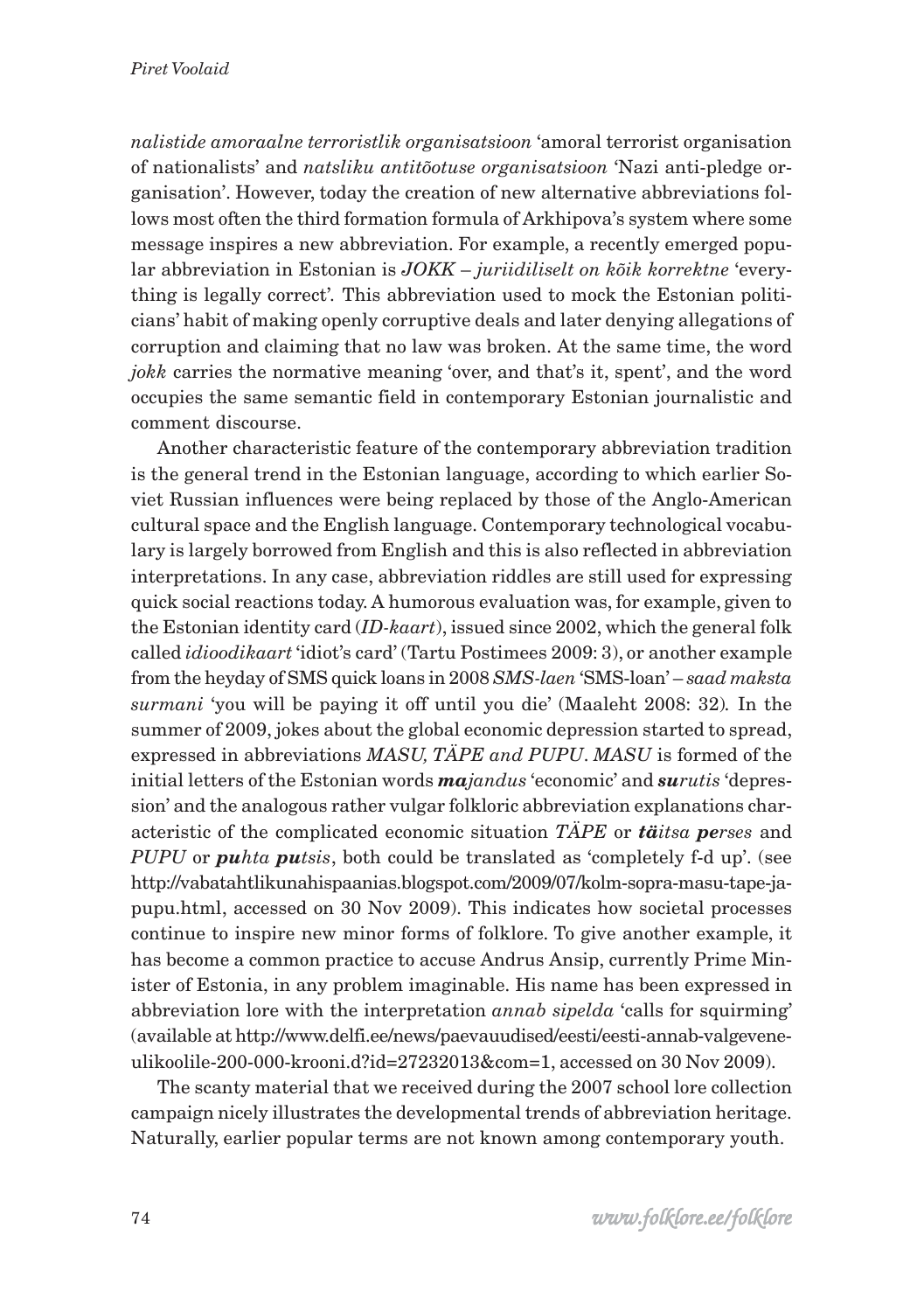*nalistide amoraalne terroristlik organisatsioon* 'amoral terrorist organisation of nationalists' and *natsliku antitõotuse organisatsioon* 'Nazi anti-pledge organisation'. However, today the creation of new alternative abbreviations follows most often the third formation formula of Arkhipova's system where some message inspires a new abbreviation. For example, a recently emerged popular abbreviation in Estonian is *JOKK – juriidiliselt on kõik korrektne* 'everything is legally correct'. This abbreviation used to mock the Estonian politicians' habit of making openly corruptive deals and later denying allegations of corruption and claiming that no law was broken. At the same time, the word *jokk* carries the normative meaning 'over, and that's it, spent', and the word occupies the same semantic field in contemporary Estonian journalistic and comment discourse.

Another characteristic feature of the contemporary abbreviation tradition is the general trend in the Estonian language, according to which earlier Soviet Russian influences were being replaced by those of the Anglo-American cultural space and the English language. Contemporary technological vocabulary is largely borrowed from English and this is also reflected in abbreviation interpretations. In any case, abbreviation riddles are still used for expressing quick social reactions today. A humorous evaluation was, for example, given to the Estonian identity card (*ID-kaart*), issued since 2002, which the general folk called *idioodikaart* 'idiot's card' (Tartu Postimees 2009: 3), or another example from the heyday of SMS quick loans in 2008 *SMS-laen* 'SMS-loan' – *saad maksta surmani* 'you will be paying it off until you die' (Maaleht 2008: 32). In the summer of 2009, jokes about the global economic depression started to spread, expressed in abbreviations *MASU, TÄPE and PUPU*. *MASU* is formed of the initial letters of the Estonian words ***ma**jandus* 'economic' and ***su**rutis* 'depression' and the analogous rather vulgar folkloric abbreviation explanations characteristic of the complicated economic situation *TÄPE* or ***tä**itsa **pe**rses* and *PUPU* or ***pu**hta **pu**tsis*, both could be translated as 'completely f-d up'. (see http://vabatahtlikunahispaanias.blogspot.com/2009/07/kolm-sopra-masu-tape-ja-pupu.html, accessed on 30 Nov 2009). This indicates how societal processes continue to inspire new minor forms of folklore. To give another example, it has become a common practice to accuse Andrus Ansip, currently Prime Minister of Estonia, in any problem imaginable. His name has been expressed in abbreviation lore with the interpretation *annab sipelda* 'calls for squirming' (available at http://www.delfi.ee/news/paevauudised/eesti/eesti-annab-valgevene-ulikoolile-200-000-krooni.d?id=27232013&com=1, accessed on 30 Nov 2009).

The scanty material that we received during the 2007 school lore collection campaign nicely illustrates the developmental trends of abbreviation heritage. Naturally, earlier popular terms are not known among contemporary youth.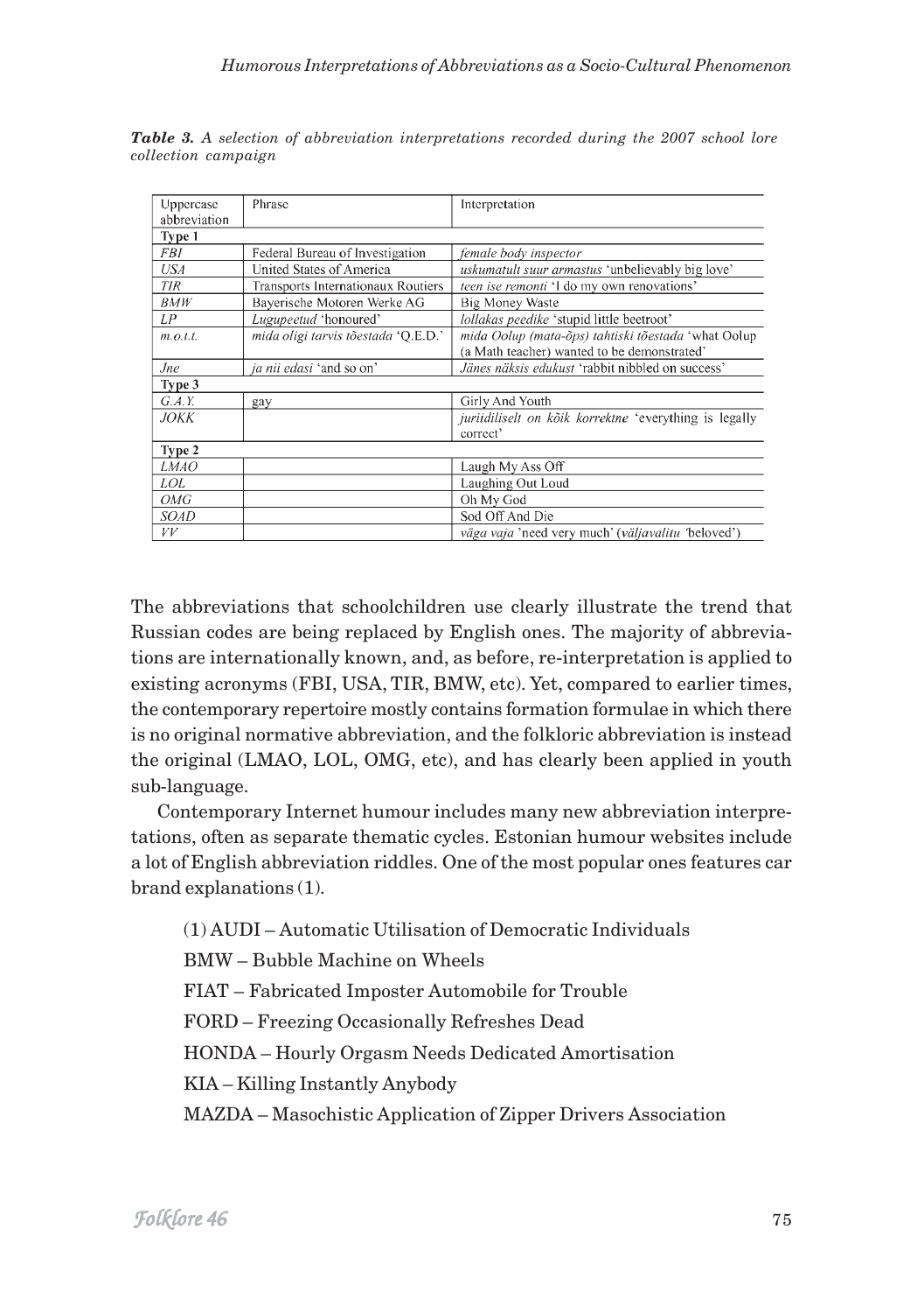***Table 3.** A selection of abbreviation interpretations recorded during the 2007 school lore collection campaign*

| Uppercase abbreviation | Phrase | Interpretation |
|---|---|---|
| **Type 1** | | |
| *FBI* | Federal Bureau of Investigation | *female body inspector* |
| *USA* | United States of America | *uskumatult suur armastus* 'unbelievably big love' |
| *TIR* | Transports Internationaux Routiers | *teen ise remonti* 'I do my own renovations' |
| *BMW* | Bayerische Motoren Werke AG | Big Money Waste |
| *LP* | *Lugupeetud* 'honoured' | *lollakas peedike* 'stupid little beetroot' |
| *m.o.t.t.* | *mida oligi tarvis tõestada* 'Q.E.D.' | *mida Oolup (mata-õps) tahtiski tõestada* 'what Oolup (a Math teacher) wanted to be demonstrated' |
| *Jne* | *ja nii edasi* 'and so on' | *Jänes näksis edukust* 'rabbit nibbled on success' |
| **Type 3** | | |
| *G.A.Y.* | gay | Girly And Youth |
| *JOKK* | | *juriidiliselt on kõik korrektne* 'everything is legally correct' |
| **Type 2** | | |
| *LMAO* | | Laugh My Ass Off |
| *LOL* | | Laughing Out Loud |
| *OMG* | | Oh My God |
| *SOAD* | | Sod Off And Die |
| *VV* | | *väga vaja* 'need very much' (*väljavalitu* 'beloved') |

The abbreviations that schoolchildren use clearly illustrate the trend that Russian codes are being replaced by English ones. The majority of abbreviations are internationally known, and, as before, re-interpretation is applied to existing acronyms (FBI, USA, TIR, BMW, etc). Yet, compared to earlier times, the contemporary repertoire mostly contains formation formulae in which there is no original normative abbreviation, and the folkloric abbreviation is instead the original (LMAO, LOL, OMG, etc), and has clearly been applied in youth sub-language.

Contemporary Internet humour includes many new abbreviation interpretations, often as separate thematic cycles. Estonian humour websites include a lot of English abbreviation riddles. One of the most popular ones features car brand explanations (1).

(1) AUDI – Automatic Utilisation of Democratic Individuals

BMW – Bubble Machine on Wheels

FIAT – Fabricated Imposter Automobile for Trouble

FORD – Freezing Occasionally Refreshes Dead

HONDA – Hourly Orgasm Needs Dedicated Amortisation

KIA – Killing Instantly Anybody

MAZDA – Masochistic Application of Zipper Drivers Association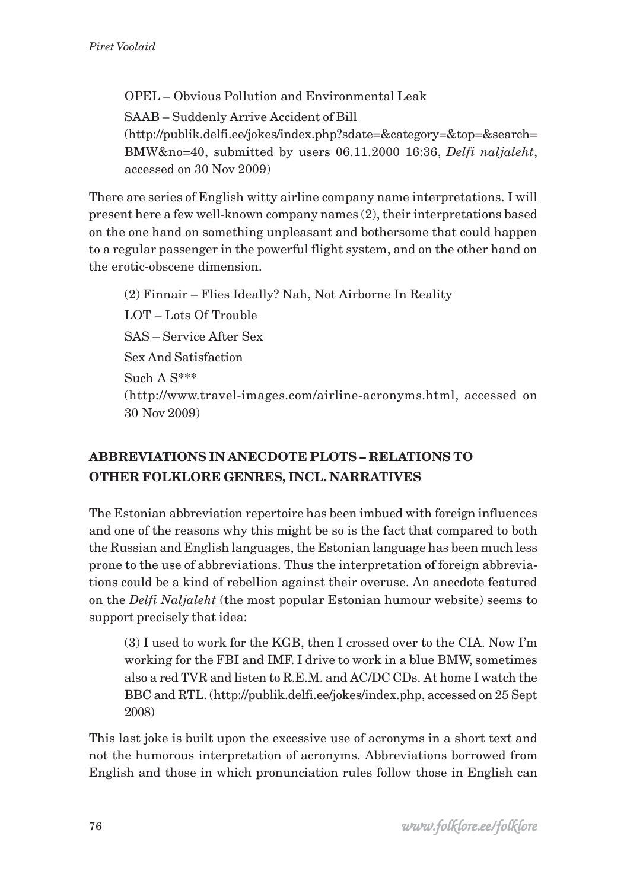OPEL – Obvious Pollution and Environmental Leak

SAAB – Suddenly Arrive Accident of Bill
(http://publik.delfi.ee/jokes/index.php?sdate=&category=&top=&search=BMW&no=40, submitted by users 06.11.2000 16:36, *Delfi naljaleht*, accessed on 30 Nov 2009)

There are series of English witty airline company name interpretations. I will present here a few well-known company names (2), their interpretations based on the one hand on something unpleasant and bothersome that could happen to a regular passenger in the powerful flight system, and on the other hand on the erotic-obscene dimension.

(2) Finnair – Flies Ideally? Nah, Not Airborne In Reality

LOT – Lots Of Trouble

SAS – Service After Sex

Sex And Satisfaction

Such A S***
(http://www.travel-images.com/airline-acronyms.html, accessed on 30 Nov 2009)

## ABBREVIATIONS IN ANECDOTE PLOTS – RELATIONS TO OTHER FOLKLORE GENRES, INCL. NARRATIVES

The Estonian abbreviation repertoire has been imbued with foreign influences and one of the reasons why this might be so is the fact that compared to both the Russian and English languages, the Estonian language has been much less prone to the use of abbreviations. Thus the interpretation of foreign abbreviations could be a kind of rebellion against their overuse. An anecdote featured on the *Delfi Naljaleht* (the most popular Estonian humour website) seems to support precisely that idea:

(3) I used to work for the KGB, then I crossed over to the CIA. Now I'm working for the FBI and IMF. I drive to work in a blue BMW, sometimes also a red TVR and listen to R.E.M. and AC/DC CDs. At home I watch the BBC and RTL. (http://publik.delfi.ee/jokes/index.php, accessed on 25 Sept 2008)

This last joke is built upon the excessive use of acronyms in a short text and not the humorous interpretation of acronyms. Abbreviations borrowed from English and those in which pronunciation rules follow those in English can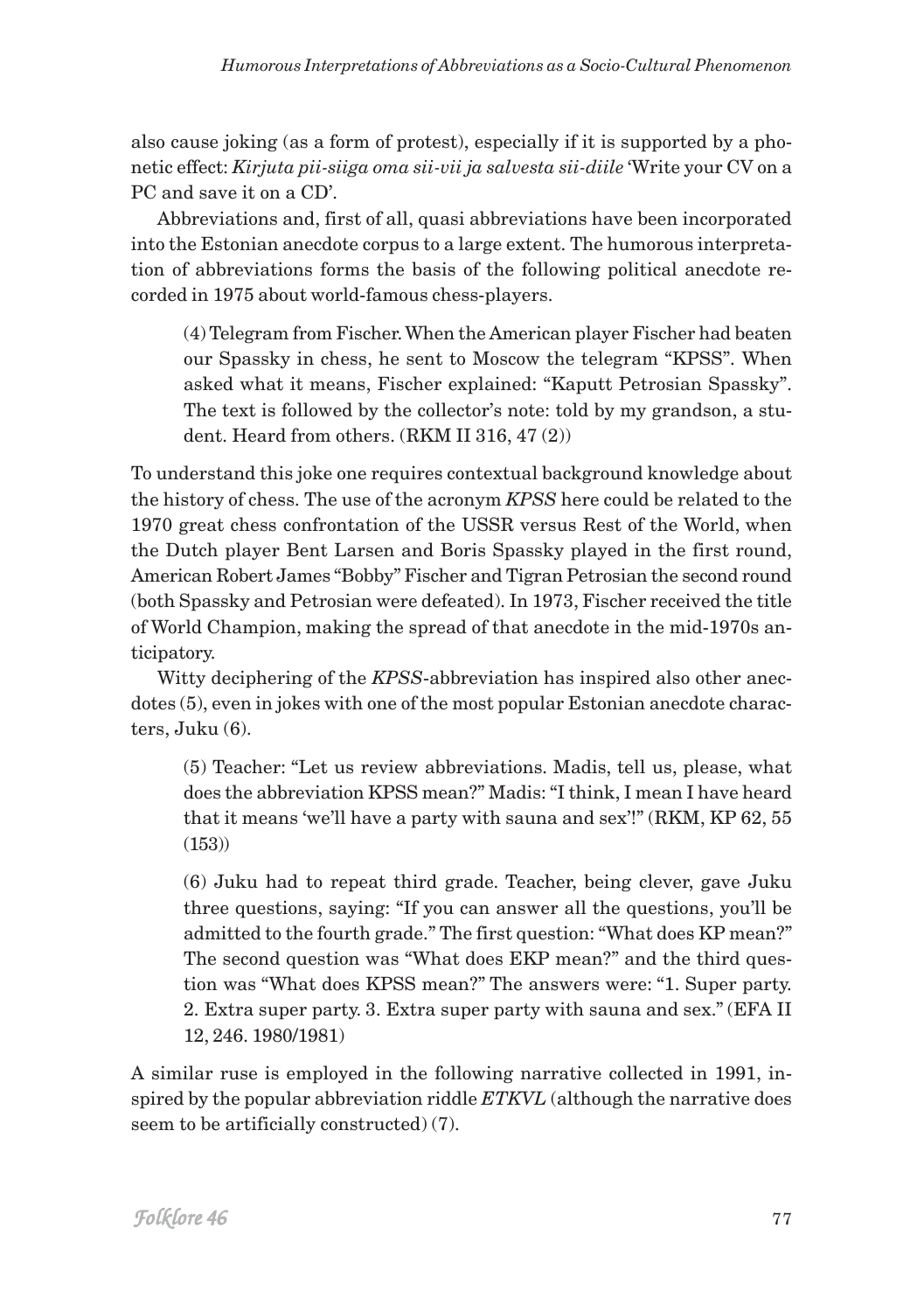also cause joking (as a form of protest), especially if it is supported by a phonetic effect: *Kirjuta pii-siiga oma sii-vii ja salvesta sii-diile* 'Write your CV on a PC and save it on a CD'.

Abbreviations and, first of all, quasi abbreviations have been incorporated into the Estonian anecdote corpus to a large extent. The humorous interpretation of abbreviations forms the basis of the following political anecdote recorded in 1975 about world-famous chess-players.

> (4) Telegram from Fischer. When the American player Fischer had beaten our Spassky in chess, he sent to Moscow the telegram "KPSS". When asked what it means, Fischer explained: "Kaputt Petrosian Spassky". The text is followed by the collector's note: told by my grandson, a student. Heard from others. (RKM II 316, 47 (2))

To understand this joke one requires contextual background knowledge about the history of chess. The use of the acronym *KPSS* here could be related to the 1970 great chess confrontation of the USSR versus Rest of the World, when the Dutch player Bent Larsen and Boris Spassky played in the first round, American Robert James "Bobby" Fischer and Tigran Petrosian the second round (both Spassky and Petrosian were defeated). In 1973, Fischer received the title of World Champion, making the spread of that anecdote in the mid-1970s anticipatory.

Witty deciphering of the *KPSS*-abbreviation has inspired also other anecdotes (5), even in jokes with one of the most popular Estonian anecdote characters, Juku (6).

> (5) Teacher: "Let us review abbreviations. Madis, tell us, please, what does the abbreviation KPSS mean?" Madis: "I think, I mean I have heard that it means 'we'll have a party with sauna and sex'!" (RKM, KP 62, 55 (153))

> (6) Juku had to repeat third grade. Teacher, being clever, gave Juku three questions, saying: "If you can answer all the questions, you'll be admitted to the fourth grade." The first question: "What does KP mean?" The second question was "What does EKP mean?" and the third question was "What does KPSS mean?" The answers were: "1. Super party. 2. Extra super party. 3. Extra super party with sauna and sex." (EFA II 12, 246. 1980/1981)

A similar ruse is employed in the following narrative collected in 1991, inspired by the popular abbreviation riddle *ETKVL* (although the narrative does seem to be artificially constructed) (7).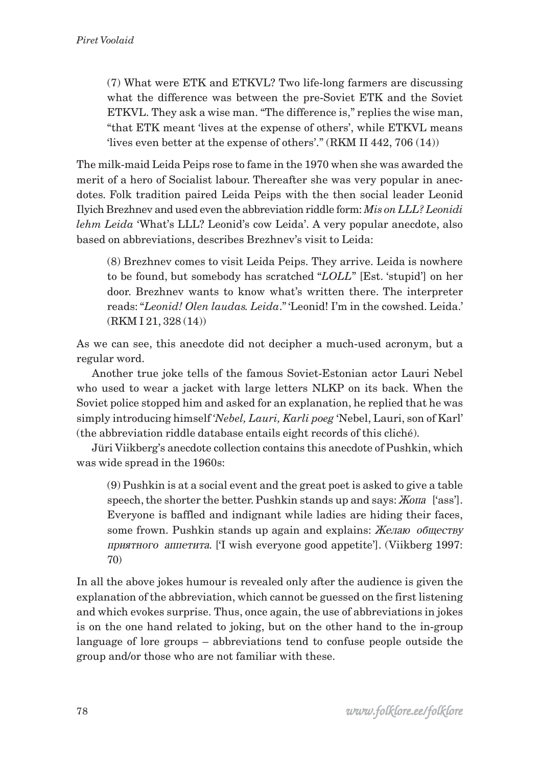(7) What were ETK and ETKVL? Two life-long farmers are discussing what the difference was between the pre-Soviet ETK and the Soviet ETKVL. They ask a wise man. "The difference is," replies the wise man, "that ETK meant 'lives at the expense of others', while ETKVL means 'lives even better at the expense of others'." (RKM II 442, 706 (14))

The milk-maid Leida Peips rose to fame in the 1970 when she was awarded the merit of a hero of Socialist labour. Thereafter she was very popular in anecdotes. Folk tradition paired Leida Peips with the then social leader Leonid Ilyich Brezhnev and used even the abbreviation riddle form: *Mis on LLL? Leonidi lehm Leida* 'What's LLL? Leonid's cow Leida'. A very popular anecdote, also based on abbreviations, describes Brezhnev's visit to Leida:

(8) Brezhnev comes to visit Leida Peips. They arrive. Leida is nowhere to be found, but somebody has scratched "*LOLL*" [Est. 'stupid'] on her door. Brezhnev wants to know what's written there. The interpreter reads: "*Leonid! Olen laudas. Leida*." 'Leonid! I'm in the cowshed. Leida.' (RKM I 21, 328 (14))

As we can see, this anecdote did not decipher a much-used acronym, but a regular word.

Another true joke tells of the famous Soviet-Estonian actor Lauri Nebel who used to wear a jacket with large letters NLKP on its back. When the Soviet police stopped him and asked for an explanation, he replied that he was simply introducing himself *'Nebel, Lauri, Karli poeg* 'Nebel, Lauri, son of Karl' (the abbreviation riddle database entails eight records of this cliché).

Jüri Viikberg's anecdote collection contains this anecdote of Pushkin, which was wide spread in the 1960s:

(9) Pushkin is at a social event and the great poet is asked to give a table speech, the shorter the better. Pushkin stands up and says: *Жопа* ['ass']. Everyone is baffled and indignant while ladies are hiding their faces, some frown. Pushkin stands up again and explains: *Желаю обществу приятного аппетита.* ['I wish everyone good appetite']. (Viikberg 1997: 70)

In all the above jokes humour is revealed only after the audience is given the explanation of the abbreviation, which cannot be guessed on the first listening and which evokes surprise. Thus, once again, the use of abbreviations in jokes is on the one hand related to joking, but on the other hand to the in-group language of lore groups – abbreviations tend to confuse people outside the group and/or those who are not familiar with these.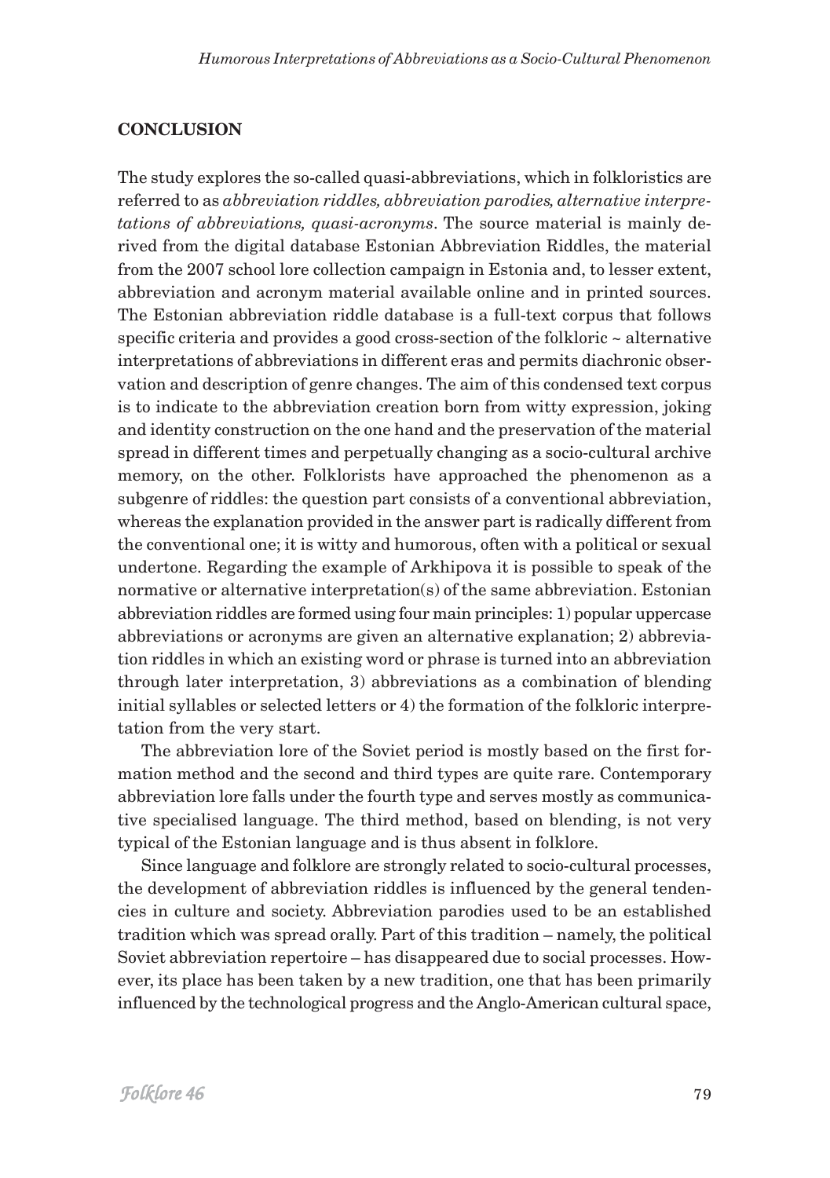## CONCLUSION

The study explores the so-called quasi-abbreviations, which in folkloristics are referred to as *abbreviation riddles, abbreviation parodies, alternative interpretations of abbreviations, quasi-acronyms*. The source material is mainly derived from the digital database Estonian Abbreviation Riddles, the material from the 2007 school lore collection campaign in Estonia and, to lesser extent, abbreviation and acronym material available online and in printed sources. The Estonian abbreviation riddle database is a full-text corpus that follows specific criteria and provides a good cross-section of the folkloric ~ alternative interpretations of abbreviations in different eras and permits diachronic observation and description of genre changes. The aim of this condensed text corpus is to indicate to the abbreviation creation born from witty expression, joking and identity construction on the one hand and the preservation of the material spread in different times and perpetually changing as a socio-cultural archive memory, on the other. Folklorists have approached the phenomenon as a subgenre of riddles: the question part consists of a conventional abbreviation, whereas the explanation provided in the answer part is radically different from the conventional one; it is witty and humorous, often with a political or sexual undertone. Regarding the example of Arkhipova it is possible to speak of the normative or alternative interpretation(s) of the same abbreviation. Estonian abbreviation riddles are formed using four main principles: 1) popular uppercase abbreviations or acronyms are given an alternative explanation; 2) abbreviation riddles in which an existing word or phrase is turned into an abbreviation through later interpretation, 3) abbreviations as a combination of blending initial syllables or selected letters or 4) the formation of the folkloric interpretation from the very start.

The abbreviation lore of the Soviet period is mostly based on the first formation method and the second and third types are quite rare. Contemporary abbreviation lore falls under the fourth type and serves mostly as communicative specialised language. The third method, based on blending, is not very typical of the Estonian language and is thus absent in folklore.

Since language and folklore are strongly related to socio-cultural processes, the development of abbreviation riddles is influenced by the general tendencies in culture and society. Abbreviation parodies used to be an established tradition which was spread orally. Part of this tradition – namely, the political Soviet abbreviation repertoire – has disappeared due to social processes. However, its place has been taken by a new tradition, one that has been primarily influenced by the technological progress and the Anglo-American cultural space,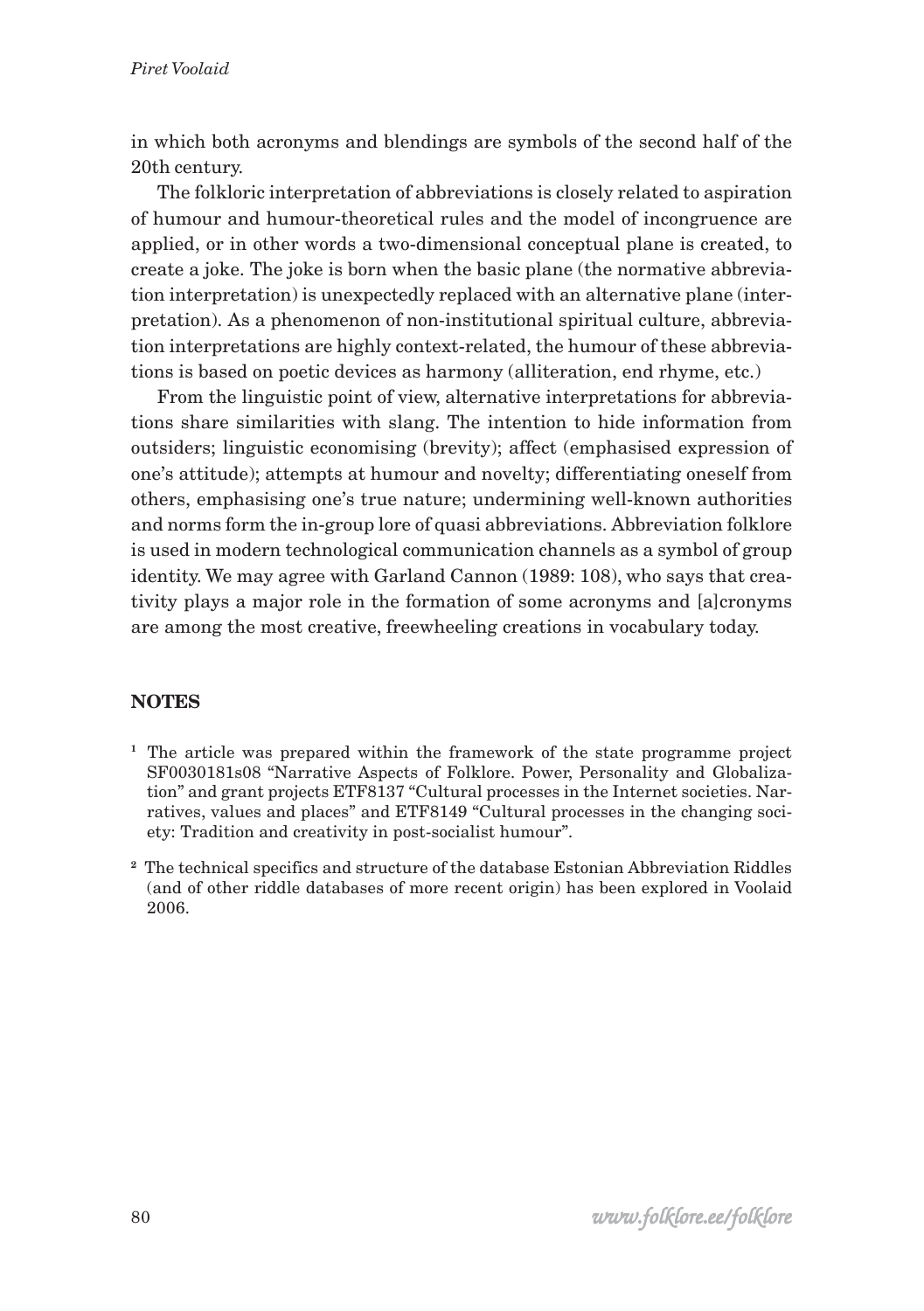in which both acronyms and blendings are symbols of the second half of the 20th century.

The folkloric interpretation of abbreviations is closely related to aspiration of humour and humour-theoretical rules and the model of incongruence are applied, or in other words a two-dimensional conceptual plane is created, to create a joke. The joke is born when the basic plane (the normative abbreviation interpretation) is unexpectedly replaced with an alternative plane (interpretation). As a phenomenon of non-institutional spiritual culture, abbreviation interpretations are highly context-related, the humour of these abbreviations is based on poetic devices as harmony (alliteration, end rhyme, etc.)

From the linguistic point of view, alternative interpretations for abbreviations share similarities with slang. The intention to hide information from outsiders; linguistic economising (brevity); affect (emphasised expression of one's attitude); attempts at humour and novelty; differentiating oneself from others, emphasising one's true nature; undermining well-known authorities and norms form the in-group lore of quasi abbreviations. Abbreviation folklore is used in modern technological communication channels as a symbol of group identity. We may agree with Garland Cannon (1989: 108), who says that creativity plays a major role in the formation of some acronyms and [a]cronyms are among the most creative, freewheeling creations in vocabulary today.

## NOTES

[1] The article was prepared within the framework of the state programme project SF0030181s08 "Narrative Aspects of Folklore. Power, Personality and Globalization" and grant projects ETF8137 "Cultural processes in the Internet societies. Narratives, values and places" and ETF8149 "Cultural processes in the changing society: Tradition and creativity in post-socialist humour".

[2] The technical specifics and structure of the database Estonian Abbreviation Riddles (and of other riddle databases of more recent origin) has been explored in Voolaid 2006.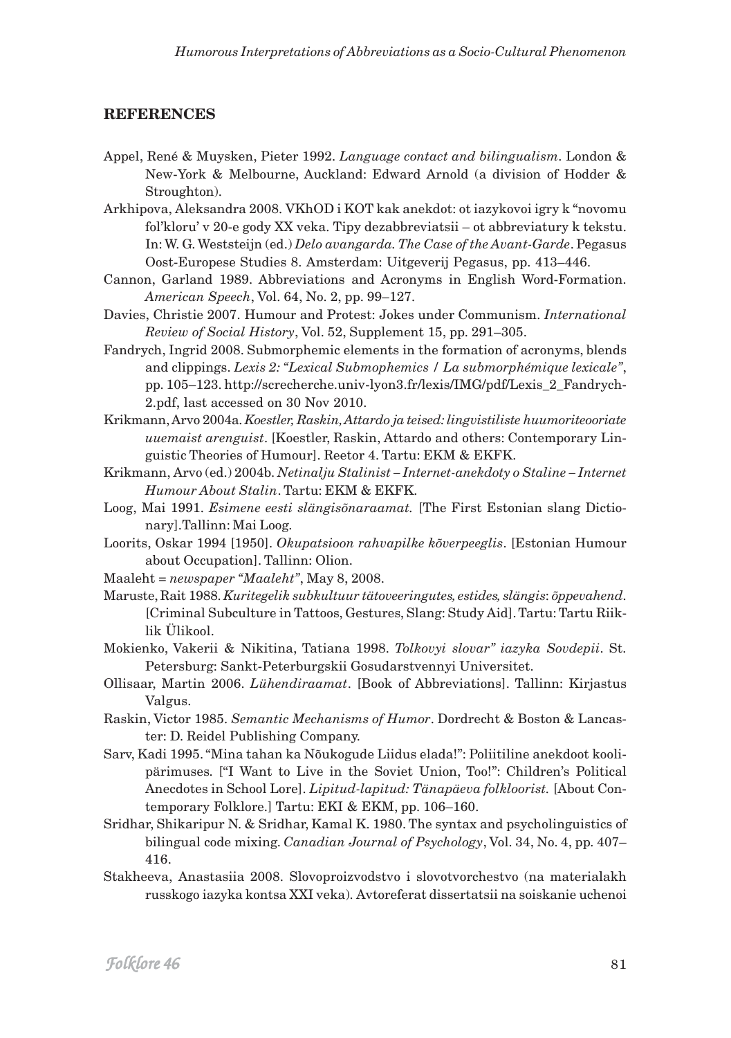## REFERENCES

Appel, René & Muysken, Pieter 1992. *Language contact and bilingualism*. London & New-York & Melbourne, Auckland: Edward Arnold (a division of Hodder & Stroughton).

Arkhipova, Aleksandra 2008. VKhOD i KOT kak anekdot: ot iazykovoi igry k "novomu fol'kloru' v 20-e gody XX veka. Tipy dezabbreviatsii – ot abbreviatury k tekstu. In: W. G. Weststeijn (ed.) *Delo avangarda. The Case of the Avant-Garde*. Pegasus Oost-Europese Studies 8. Amsterdam: Uitgeverij Pegasus, pp. 413–446.

Cannon, Garland 1989. Abbreviations and Acronyms in English Word-Formation. *American Speech*, Vol. 64, No. 2, pp. 99–127.

Davies, Christie 2007. Humour and Protest: Jokes under Communism. *International Review of Social History*, Vol. 52, Supplement 15, pp. 291–305.

Fandrych, Ingrid 2008. Submorphemic elements in the formation of acronyms, blends and clippings. *Lexis 2: "Lexical Submophemics / La submorphémique lexicale"*, pp. 105–123. http://screcherche.univ-lyon3.fr/lexis/IMG/pdf/Lexis_2_Fandrych-2.pdf, last accessed on 30 Nov 2010.

Krikmann, Arvo 2004a. *Koestler, Raskin, Attardo ja teised: lingvistiliste huumoriteooriate uuemaist arenguist*. [Koestler, Raskin, Attardo and others: Contemporary Linguistic Theories of Humour]. Reetor 4. Tartu: EKM & EKFK.

Krikmann, Arvo (ed.) 2004b. *Netinalju Stalinist – Internet-anekdoty o Staline – Internet Humour About Stalin*. Tartu: EKM & EKFK.

Loog, Mai 1991. *Esimene eesti slängisõnaraamat.* [The First Estonian slang Dictionary].Tallinn: Mai Loog.

Loorits, Oskar 1994 [1950]. *Okupatsioon rahvapilke kõverpeeglis*. [Estonian Humour about Occupation]. Tallinn: Olion.

Maaleht = *newspaper "Maaleht"*, May 8, 2008.

Maruste, Rait 1988. *Kuritegelik subkultuur tätoveeringutes, estides, slängis*: *õppevahend*. [Criminal Subculture in Tattoos, Gestures, Slang: Study Aid]. Tartu: Tartu Riiklik Ülikool.

Mokienko, Vakerii & Nikitina, Tatiana 1998. *Tolkovyi slovar" iazyka Sovdepii*. St. Petersburg: Sankt-Peterburgskii Gosudarstvennyi Universitet.

Ollisaar, Martin 2006. *Lühendiraamat*. [Book of Abbreviations]. Tallinn: Kirjastus Valgus.

Raskin, Victor 1985. *Semantic Mechanisms of Humor*. Dordrecht & Boston & Lancaster: D. Reidel Publishing Company.

Sarv, Kadi 1995. "Mina tahan ka Nõukogude Liidus elada!": Poliitiline anekdoot koolipärimuses. ["I Want to Live in the Soviet Union, Too!": Children's Political Anecdotes in School Lore]. *Lipitud-lapitud: Tänapäeva folkloorist.* [About Contemporary Folklore.] Tartu: EKI & EKM, pp. 106–160.

Sridhar, Shikaripur N. & Sridhar, Kamal K. 1980. The syntax and psycholinguistics of bilingual code mixing. *Canadian Journal of Psychology*, Vol. 34, No. 4, pp. 407–416.

Stakheeva, Anastasiia 2008. Slovoproizvodstvo i slovotvorchestvo (na materialakh russkogo iazyka kontsa XXI veka). Avtoreferat dissertatsii na soiskanie uchenoi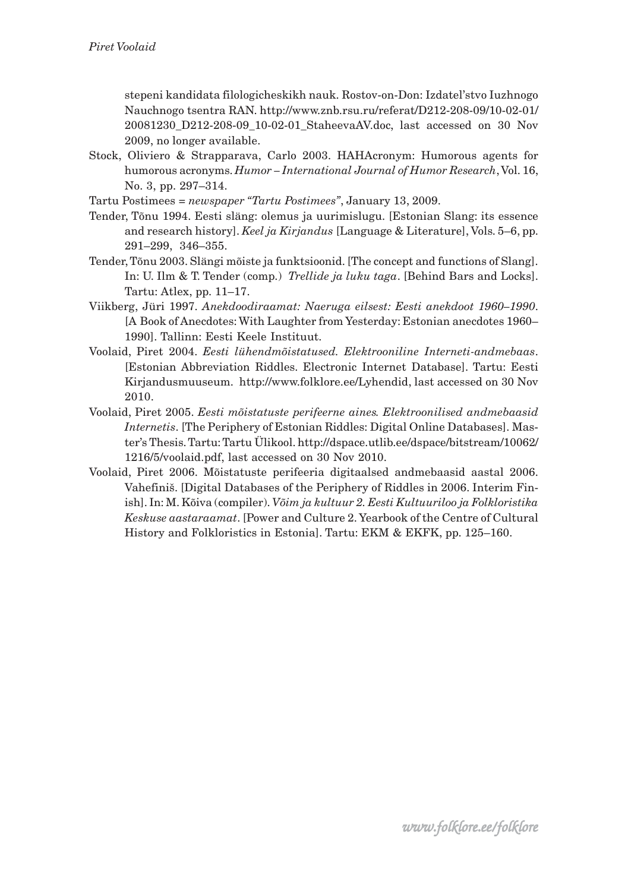stepeni kandidata filologicheskikh nauk. Rostov-on-Don: Izdatel'stvo Iuzhnogo Nauchnogo tsentra RAN. http://www.znb.rsu.ru/referat/D212-208-09/10-02-01/20081230_D212-208-09_10-02-01_StaheevaAV.doc, last accessed on 30 Nov 2009, no longer available.

Stock, Oliviero & Strapparava, Carlo 2003. HAHAcronym: Humorous agents for humorous acronyms. *Humor – International Journal of Humor Research*, Vol. 16, No. 3, pp. 297–314.

Tartu Postimees = *newspaper "Tartu Postimees"*, January 13, 2009.

Tender, Tõnu 1994. Eesti släng: olemus ja uurimislugu. [Estonian Slang: its essence and research history]. *Keel ja Kirjandus* [Language & Literature], Vols. 5–6, pp. 291–299, 346–355.

Tender, Tõnu 2003. Slängi mõiste ja funktsioonid. [The concept and functions of Slang]. In: U. Ilm & T. Tender (comp.) *Trellide ja luku taga*. [Behind Bars and Locks]. Tartu: Atlex, pp. 11–17.

Viikberg, Jüri 1997. *Anekdoodiraamat: Naeruga eilsest: Eesti anekdoot 1960–1990*. [A Book of Anecdotes: With Laughter from Yesterday: Estonian anecdotes 1960–1990]. Tallinn: Eesti Keele Instituut.

Voolaid, Piret 2004. *Eesti lühendmõistatused. Elektrooniline Interneti-andmebaas*. [Estonian Abbreviation Riddles. Electronic Internet Database]. Tartu: Eesti Kirjandusmuuseum. http://www.folklore.ee/Lyhendid, last accessed on 30 Nov 2010.

Voolaid, Piret 2005. *Eesti mõistatuste perifeerne aines. Elektroonilised andmebaasid Internetis*. [The Periphery of Estonian Riddles: Digital Online Databases]. Master's Thesis. Tartu: Tartu Ülikool. http://dspace.utlib.ee/dspace/bitstream/10062/1216/5/voolaid.pdf, last accessed on 30 Nov 2010.

Voolaid, Piret 2006. Mõistatuste perifeeria digitaalsed andmebaasid aastal 2006. Vahefiniš. [Digital Databases of the Periphery of Riddles in 2006. Interim Finish]. In: M. Kõiva (compiler). *Võim ja kultuur 2. Eesti Kultuuriloo ja Folkloristika Keskuse aastaraamat*. [Power and Culture 2. Yearbook of the Centre of Cultural History and Folkloristics in Estonia]. Tartu: EKM & EKFK, pp. 125–160.